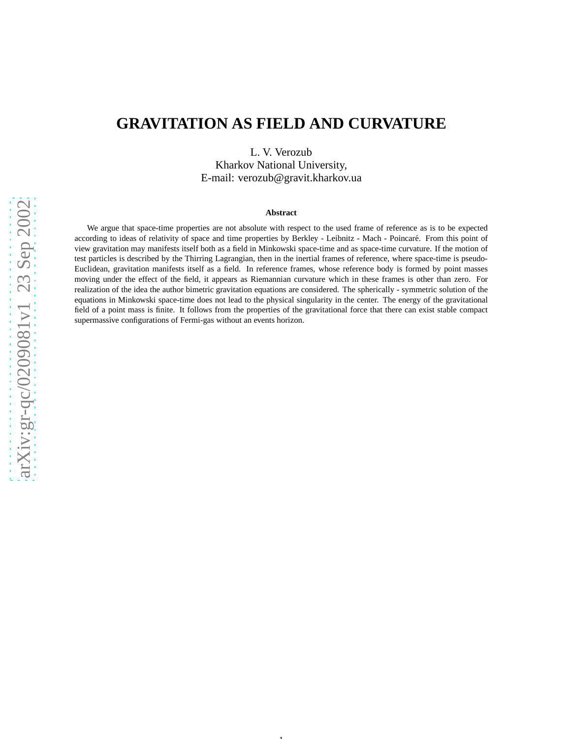# GRAVITATION AS FIELD AND CURVATURE

L. V. Verozub
Kharkov National University,
E-mail: verozub@gravit.kharkov.ua

### Abstract

We argue that space-time properties are not absolute with respect to the used frame of reference as is to be expected according to ideas of relativity of space and time properties by Berkley - Leibnitz - Mach - Poincaré. From this point of view gravitation may manifests itself both as a field in Minkowski space-time and as space-time curvature. If the motion of test particles is described by the Thirring Lagrangian, then in the inertial frames of reference, where space-time is pseudo-Euclidean, gravitation manifests itself as a field. In reference frames, whose reference body is formed by point masses moving under the effect of the field, it appears as Riemannian curvature which in these frames is other than zero. For realization of the idea the author bimetric gravitation equations are considered. The spherically - symmetric solution of the equations in Minkowski space-time does not lead to the physical singularity in the center. The energy of the gravitational field of a point mass is finite. It follows from the properties of the gravitational force that there can exist stable compact supermassive configurations of Fermi-gas without an events horizon.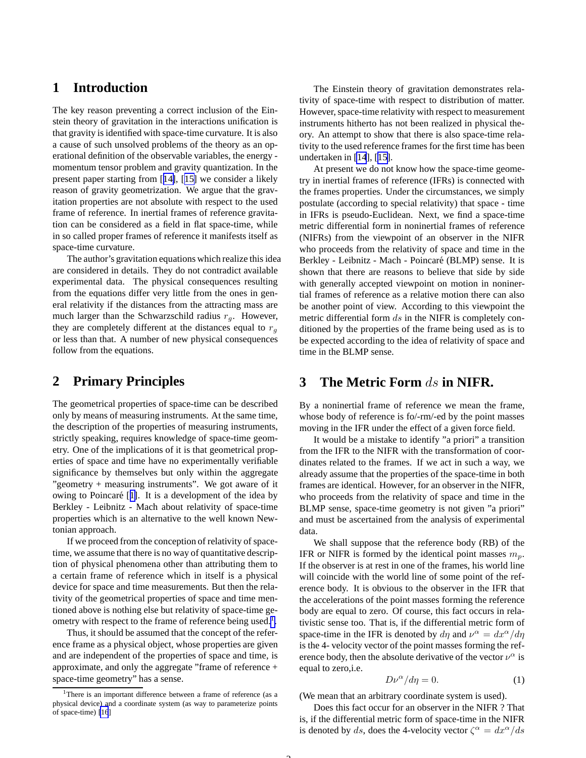# 1 Introduction

The key reason preventing a correct inclusion of the Einstein theory of gravitation in the interactions unification is that gravity is identified with space-time curvature. It is also a cause of such unsolved problems of the theory as an operational definition of the observable variables, the energy - momentum tensor problem and gravity quantization. In the present paper starting from [14], [15] we consider a likely reason of gravity geometrization. We argue that the gravitation properties are not absolute with respect to the used frame of reference. In inertial frames of reference gravitation can be considered as a field in flat space-time, while in so called proper frames of reference it manifests itself as space-time curvature.

The author's gravitation equations which realize this idea are considered in details. They do not contradict available experimental data. The physical consequences resulting from the equations differ very little from the ones in general relativity if the distances from the attracting mass are much larger than the Schwarzschild radius $r_g$. However, they are completely different at the distances equal to $r_g$ or less than that. A number of new physical consequences follow from the equations.

# 2 Primary Principles

The geometrical properties of space-time can be described only by means of measuring instruments. At the same time, the description of the properties of measuring instruments, strictly speaking, requires knowledge of space-time geometry. One of the implications of it is that geometrical properties of space and time have no experimentally verifiable significance by themselves but only within the aggregate "geometry + measuring instruments". We got aware of it owing to Poincaré [1]. It is a development of the idea by Berkley - Leibnitz - Mach about relativity of space-time properties which is an alternative to the well known Newtonian approach.

If we proceed from the conception of relativity of space-time, we assume that there is no way of quantitative description of physical phenomena other than attributing them to a certain frame of reference which in itself is a physical device for space and time measurements. But then the relativity of the geometrical properties of space and time mentioned above is nothing else but relativity of space-time geometry with respect to the frame of reference being used.[1]

Thus, it should be assumed that the concept of the reference frame as a physical object, whose properties are given and are independent of the properties of space and time, is approximate, and only the aggregate "frame of reference + space-time geometry" has a sense.

[1] There is an important difference between a frame of reference (as a physical device) and a coordinate system (as way to parameterize points of space-time) [16]

The Einstein theory of gravitation demonstrates relativity of space-time with respect to distribution of matter. However, space-time relativity with respect to measurement instruments hitherto has not been realized in physical theory. An attempt to show that there is also space-time relativity to the used reference frames for the first time has been undertaken in [14], [15].

At present we do not know how the space-time geometry in inertial frames of reference (IFRs) is connected with the frames properties. Under the circumstances, we simply postulate (according to special relativity) that space - time in IFRs is pseudo-Euclidean. Next, we find a space-time metric differential form in noninertial frames of reference (NIFRs) from the viewpoint of an observer in the NIFR who proceeds from the relativity of space and time in the Berkley - Leibnitz - Mach - Poincaré (BLMP) sense. It is shown that there are reasons to believe that side by side with generally accepted viewpoint on motion in noninertial frames of reference as a relative motion there can also be another point of view. According to this viewpoint the metric differential form $ds$ in the NIFR is completely conditioned by the properties of the frame being used as is to be expected according to the idea of relativity of space and time in the BLMP sense.

# 3 The Metric Form $ds$ in NIFR.

By a noninertial frame of reference we mean the frame, whose body of reference is fo/-rm/-ed by the point masses moving in the IFR under the effect of a given force field.

It would be a mistake to identify "a priori" a transition from the IFR to the NIFR with the transformation of coordinates related to the frames. If we act in such a way, we already assume that the properties of the space-time in both frames are identical. However, for an observer in the NIFR, who proceeds from the relativity of space and time in the BLMP sense, space-time geometry is not given "a priori" and must be ascertained from the analysis of experimental data.

We shall suppose that the reference body (RB) of the IFR or NIFR is formed by the identical point masses $m_p$. If the observer is at rest in one of the frames, his world line will coincide with the world line of some point of the reference body. It is obvious to the observer in the IFR that the accelerations of the point masses forming the reference body are equal to zero. Of course, this fact occurs in relativistic sense too. That is, if the differential metric form of space-time in the IFR is denoted by $d\eta$ and $\nu^\alpha = dx^\alpha/d\eta$ is the 4- velocity vector of the point masses forming the reference body, then the absolute derivative of the vector $\nu^\alpha$ is equal to zero,i.e.

$$D\nu^\alpha/d\eta = 0. \tag{1}$$

(We mean that an arbitrary coordinate system is used).

Does this fact occur for an observer in the NIFR ? That is, if the differential metric form of space-time in the NIFR is denoted by $ds$, does the 4-velocity vector $\zeta^\alpha = dx^\alpha/ds$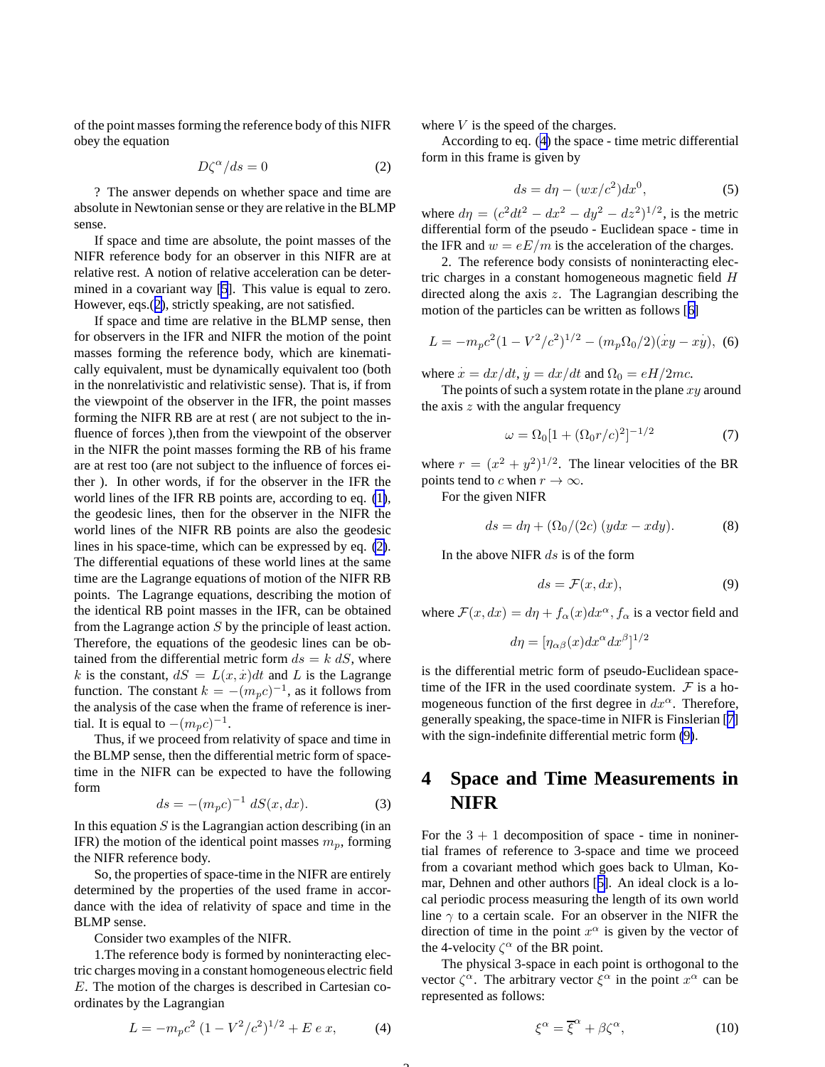of the point masses forming the reference body of this NIFR obey the equation

$$D\zeta^{\alpha}/ds = 0 \qquad (2)$$

? The answer depends on whether space and time are absolute in Newtonian sense or they are relative in the BLMP sense.

If space and time are absolute, the point masses of the NIFR reference body for an observer in this NIFR are at relative rest. A notion of relative acceleration can be determined in a covariant way [5]. This value is equal to zero. However, eqs.(2), strictly speaking, are not satisfied.

If space and time are relative in the BLMP sense, then for observers in the IFR and NIFR the motion of the point masses forming the reference body, which are kinematically equivalent, must be dynamically equivalent too (both in the nonrelativistic and relativistic sense). That is, if from the viewpoint of the observer in the IFR, the point masses forming the NIFR RB are at rest ( are not subject to the influence of forces ),then from the viewpoint of the observer in the NIFR the point masses forming the RB of his frame are at rest too (are not subject to the influence of forces either ). In other words, if for the observer in the IFR the world lines of the IFR RB points are, according to eq. (1), the geodesic lines, then for the observer in the NIFR the world lines of the NIFR RB points are also the geodesic lines in his space-time, which can be expressed by eq. (2). The differential equations of these world lines at the same time are the Lagrange equations of motion of the NIFR RB points. The Lagrange equations, describing the motion of the identical RB point masses in the IFR, can be obtained from the Lagrange action $S$ by the principle of least action. Therefore, the equations of the geodesic lines can be obtained from the differential metric form $ds = k\ dS$, where $k$ is the constant, $dS = L(x, \dot{x})dt$ and $L$ is the Lagrange function. The constant $k = -(m_p c)^{-1}$, as it follows from the analysis of the case when the frame of reference is inertial. It is equal to $-(m_p c)^{-1}$.

Thus, if we proceed from relativity of space and time in the BLMP sense, then the differential metric form of space-time in the NIFR can be expected to have the following form

$$ds = -(m_p c)^{-1}\ dS(x, dx). \qquad (3)$$

In this equation $S$ is the Lagrangian action describing (in an IFR) the motion of the identical point masses $m_p$, forming the NIFR reference body.

So, the properties of space-time in the NIFR are entirely determined by the properties of the used frame in accordance with the idea of relativity of space and time in the BLMP sense.

Consider two examples of the NIFR.

1.The reference body is formed by noninteracting electric charges moving in a constant homogeneous electric field $E$. The motion of the charges is described in Cartesian coordinates by the Lagrangian

$$L = -m_p c^2\ (1 - V^2/c^2)^{1/2} + E\ e\ x, \qquad (4)$$

where $V$ is the speed of the charges.

According to eq. (4) the space - time metric differential form in this frame is given by

$$ds = d\eta - (wx/c^2)dx^0, \qquad (5)$$

where $d\eta = (c^2 dt^2 - dx^2 - dy^2 - dz^2)^{1/2}$, is the metric differential form of the pseudo - Euclidean space - time in the IFR and $w = eE/m$ is the acceleration of the charges.

2. The reference body consists of noninteracting electric charges in a constant homogeneous magnetic field $H$ directed along the axis $z$. The Lagrangian describing the motion of the particles can be written as follows [6]

$$L = -m_p c^2 (1 - V^2/c^2)^{1/2} - (m_p \Omega_0/2)(\dot{x}y - x\dot{y}), \qquad (6)$$

where $\dot{x} = dx/dt$, $\dot{y} = dx/dt$ and $\Omega_0 = eH/2mc$.

The points of such a system rotate in the plane $xy$ around the axis $z$ with the angular frequency

$$\omega = \Omega_0[1 + (\Omega_0 r/c)^2]^{-1/2} \qquad (7)$$

where $r = (x^2 + y^2)^{1/2}$. The linear velocities of the BR points tend to $c$ when $r \to \infty$.

For the given NIFR

$$ds = d\eta + (\Omega_0/(2c)\ (ydx - xdy). \qquad (8)$$

In the above NIFR $ds$ is of the form

$$ds = \mathcal{F}(x, dx), \qquad (9)$$

where $\mathcal{F}(x, dx) = d\eta + f_\alpha(x)dx^\alpha$, $f_\alpha$ is a vector field and

$$d\eta = [\eta_{\alpha\beta}(x)dx^\alpha dx^\beta]^{1/2}$$

is the differential metric form of pseudo-Euclidean space-time of the IFR in the used coordinate system. $\mathcal{F}$ is a homogeneous function of the first degree in $dx^\alpha$. Therefore, generally speaking, the space-time in NIFR is Finslerian [7] with the sign-indefinite differential metric form (9).

## 4 Space and Time Measurements in NIFR

For the $3 + 1$ decomposition of space - time in noninertial frames of reference to 3-space and time we proceed from a covariant method which goes back to Ulman, Komar, Dehnen and other authors [5]. An ideal clock is a local periodic process measuring the length of its own world line $\gamma$ to a certain scale. For an observer in the NIFR the direction of time in the point $x^\alpha$ is given by the vector of the 4-velocity $\zeta^\alpha$ of the BR point.

The physical 3-space in each point is orthogonal to the vector $\zeta^\alpha$. The arbitrary vector $\xi^\alpha$ in the point $x^\alpha$ can be represented as follows:

$$\xi^\alpha = \overline{\xi}^\alpha + \beta\zeta^\alpha, \qquad (10)$$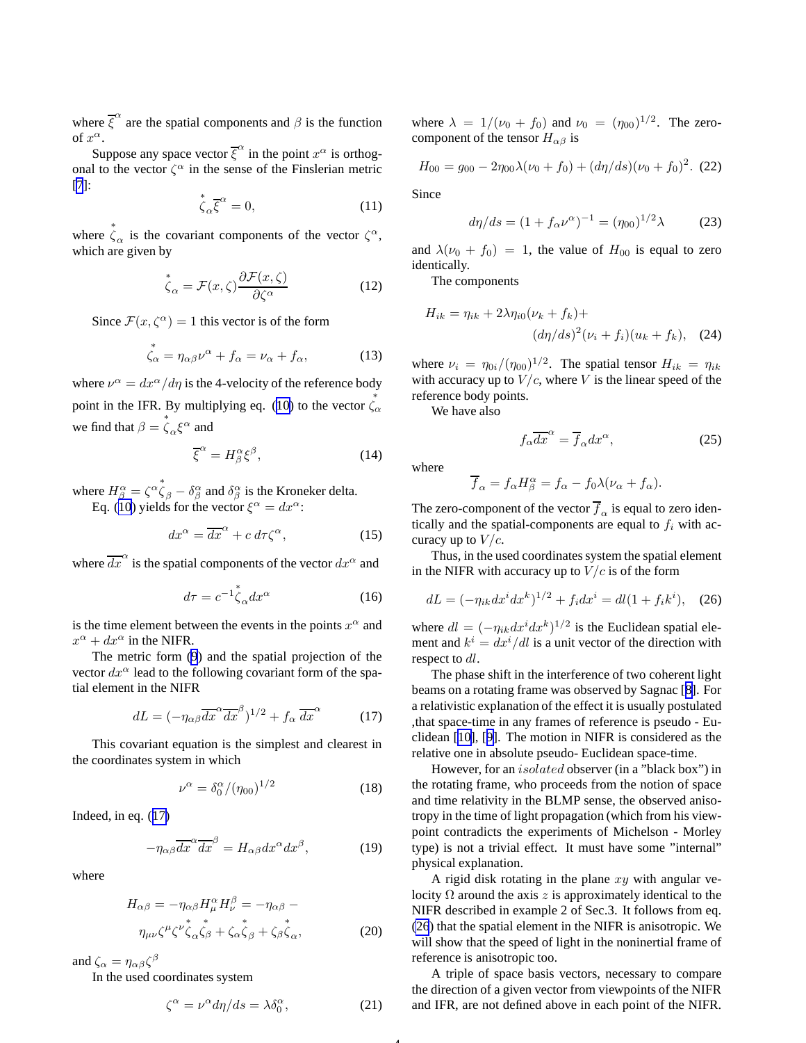where $\overline{\xi}^{\alpha}$ are the spatial components and $\beta$ is the function of $x^{\alpha}$.

Suppose any space vector $\overline{\xi}^{\alpha}$ in the point $x^{\alpha}$ is orthogonal to the vector $\zeta^{\alpha}$ in the sense of the Finslerian metric [7]:

$$\overset{*}{\zeta}_{\alpha}\overline{\xi}^{\alpha} = 0, \tag{11}$$

where $\overset{*}{\zeta}_{\alpha}$ is the covariant components of the vector $\zeta^{\alpha}$, which are given by

$$\overset{*}{\zeta}_{\alpha} = \mathcal{F}(x,\zeta)\frac{\partial \mathcal{F}(x,\zeta)}{\partial \zeta^{\alpha}} \tag{12}$$

Since $\mathcal{F}(x,\zeta^{\alpha}) = 1$ this vector is of the form

$$\overset{*}{\zeta}_{\alpha} = \eta_{\alpha\beta}\nu^{\alpha} + f_{\alpha} = \nu_{\alpha} + f_{\alpha}, \tag{13}$$

where $\nu^{\alpha} = dx^{\alpha}/d\eta$ is the 4-velocity of the reference body point in the IFR. By multiplying eq. (10) to the vector $\overset{*}{\zeta}_{\alpha}$ we find that $\beta = \overset{*}{\zeta}_{\alpha}\xi^{\alpha}$ and

$$\overline{\xi}^{\alpha} = H^{\alpha}_{\beta}\xi^{\beta}, \tag{14}$$

where $H^{\alpha}_{\beta} = \zeta^{\alpha}\overset{*}{\zeta}_{\beta} - \delta^{\alpha}_{\beta}$ and $\delta^{\alpha}_{\beta}$ is the Kroneker delta.

Eq. (10) yields for the vector $\xi^{\alpha} = dx^{\alpha}$:

$$dx^{\alpha} = \overline{dx}^{\alpha} + c\, d\tau\zeta^{\alpha}, \tag{15}$$

where $\overline{dx}^{\alpha}$ is the spatial components of the vector $dx^{\alpha}$ and

$$d\tau = c^{-1}\overset{*}{\zeta}_{\alpha}dx^{\alpha} \tag{16}$$

is the time element between the events in the points $x^{\alpha}$ and $x^{\alpha} + dx^{\alpha}$ in the NIFR.

The metric form (9) and the spatial projection of the vector $dx^{\alpha}$ lead to the following covariant form of the spatial element in the NIFR

$$dL = (-\eta_{\alpha\beta}\overline{dx}^{\alpha}\overline{dx}^{\beta})^{1/2} + f_{\alpha}\,\overline{dx}^{\alpha} \tag{17}$$

This covariant equation is the simplest and clearest in the coordinates system in which

$$\nu^{\alpha} = \delta^{\alpha}_{0}/(\eta_{00})^{1/2} \tag{18}$$

Indeed, in eq. (17)

$$-\eta_{\alpha\beta}\overline{dx}^{\alpha}\overline{dx}^{\beta} = H_{\alpha\beta}dx^{\alpha}dx^{\beta}, \tag{19}$$

where

$$H_{\alpha\beta} = -\eta_{\alpha\beta}H^{\alpha}_{\mu}H^{\beta}_{\nu} = -\eta_{\alpha\beta} - \eta_{\mu\nu}\zeta^{\mu}\zeta^{\nu}\overset{*}{\zeta}_{\alpha}\overset{*}{\zeta}_{\beta} + \zeta_{\alpha}\overset{*}{\zeta}_{\beta} + \zeta_{\beta}\overset{*}{\zeta}_{\alpha}, \tag{20}$$

and $\zeta_{\alpha} = \eta_{\alpha\beta}\zeta^{\beta}$

In the used coordinates system

$$\zeta^{\alpha} = \nu^{\alpha}d\eta/ds = \lambda\delta^{\alpha}_{0}, \tag{21}$$

where $\lambda = 1/(\nu_0 + f_0)$ and $\nu_0 = (\eta_{00})^{1/2}$. The zero-component of the tensor $H_{\alpha\beta}$ is

$$H_{00} = g_{00} - 2\eta_{00}\lambda(\nu_0 + f_0) + (d\eta/ds)(\nu_0 + f_0)^2. \tag{22}$$

Since

$$d\eta/ds = (1 + f_{\alpha}\nu^{\alpha})^{-1} = (\eta_{00})^{1/2}\lambda \tag{23}$$

and $\lambda(\nu_0 + f_0) = 1$, the value of $H_{00}$ is equal to zero identically.

The components

$$H_{ik} = \eta_{ik} + 2\lambda\eta_{i0}(\nu_k + f_k) + (d\eta/ds)^2(\nu_i + f_i)(u_k + f_k), \tag{24}$$

where $\nu_i = \eta_{0i}/(\eta_{00})^{1/2}$. The spatial tensor $H_{ik} = \eta_{ik}$ with accuracy up to $V/c$, where $V$ is the linear speed of the reference body points.

We have also

$$f_{\alpha}\overline{dx}^{\alpha} = \overline{f}_{\alpha}dx^{\alpha}, \tag{25}$$

where

$$\overline{f}_{\alpha} = f_{\alpha}H^{\alpha}_{\beta} = f_{\alpha} - f_0\lambda(\nu_{\alpha} + f_{\alpha}).$$

The zero-component of the vector $\overline{f}_{\alpha}$ is equal to zero identically and the spatial-components are equal to $f_i$ with accuracy up to $V/c$.

Thus, in the used coordinates system the spatial element in the NIFR with accuracy up to $V/c$ is of the form

$$dL = (-\eta_{ik}dx^{i}dx^{k})^{1/2} + f_i dx^{i} = dl(1 + f_i k^{i}), \tag{26}$$

where $dl = (-\eta_{ik}dx^{i}dx^{k})^{1/2}$ is the Euclidean spatial element and $k^{i} = dx^{i}/dl$ is a unit vector of the direction with respect to $dl$.

The phase shift in the interference of two coherent light beams on a rotating frame was observed by Sagnac [8]. For a relativistic explanation of the effect it is usually postulated ,that space-time in any frames of reference is pseudo - Euclidean [10], [9]. The motion in NIFR is considered as the relative one in absolute pseudo- Euclidean space-time.

However, for an *isolated* observer (in a "black box") in the rotating frame, who proceeds from the notion of space and time relativity in the BLMP sense, the observed anisotropy in the time of light propagation (which from his viewpoint contradicts the experiments of Michelson - Morley type) is not a trivial effect. It must have some "internal" physical explanation.

A rigid disk rotating in the plane $xy$ with angular velocity $\Omega$ around the axis $z$ is approximately identical to the NIFR described in example 2 of Sec.3. It follows from eq. (26) that the spatial element in the NIFR is anisotropic. We will show that the speed of light in the noninertial frame of reference is anisotropic too.

A triple of space basis vectors, necessary to compare the direction of a given vector from viewpoints of the NIFR and IFR, are not defined above in each point of the NIFR.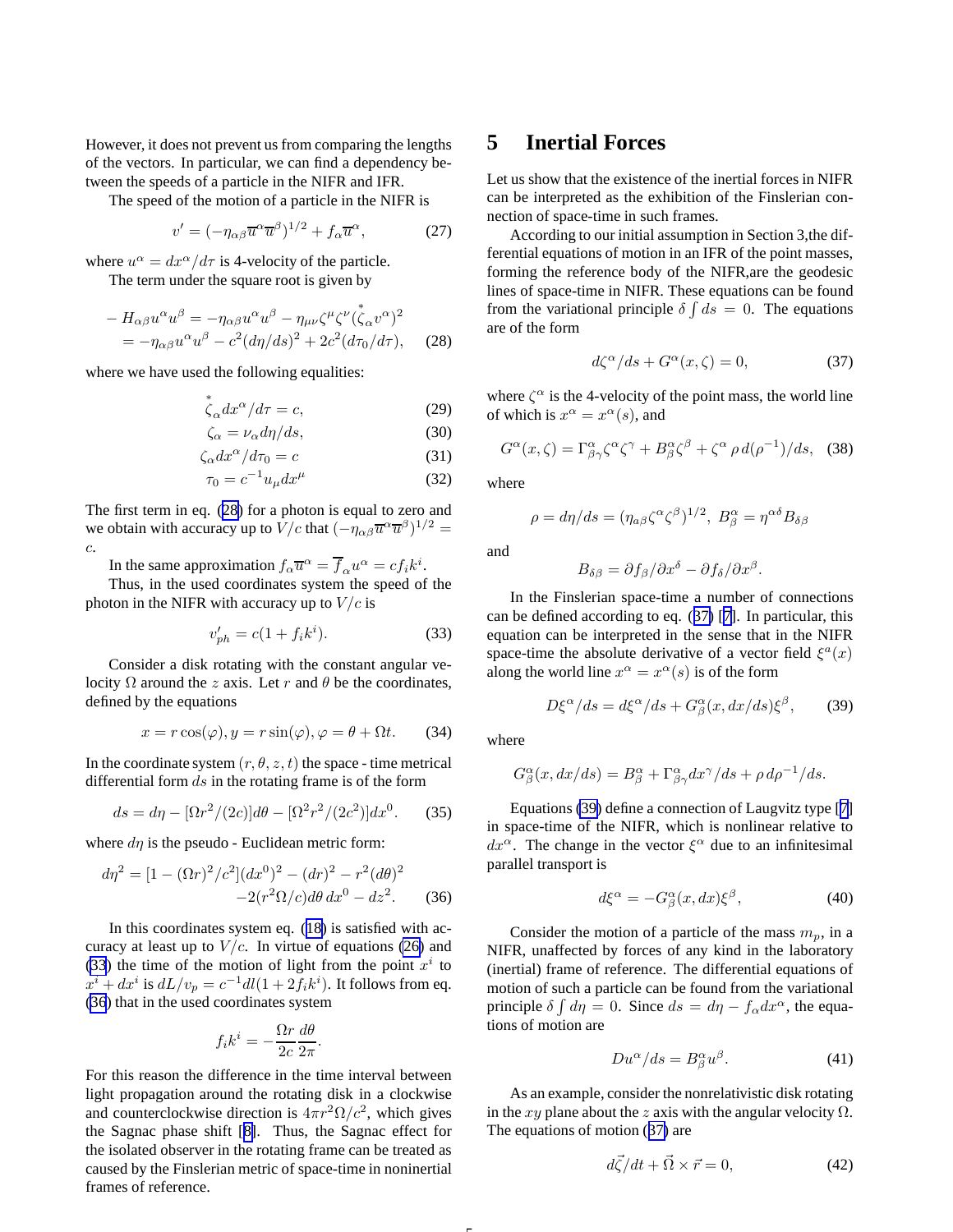However, it does not prevent us from comparing the lengths of the vectors. In particular, we can find a dependency between the speeds of a particle in the NIFR and IFR.

The speed of the motion of a particle in the NIFR is

$$v' = (-\eta_{\alpha\beta}\overline{u}^\alpha\overline{u}^\beta)^{1/2} + f_\alpha \overline{u}^\alpha, \tag{27}$$

where $u^\alpha = dx^\alpha/d\tau$ is 4-velocity of the particle.

The term under the square root is given by

$$\begin{aligned} -H_{\alpha\beta}u^\alpha u^\beta &= -\eta_{\alpha\beta}u^\alpha u^\beta - \eta_{\mu\nu}\zeta^\mu\zeta^\nu(\overset{*}{\zeta}_\alpha v^\alpha)^2 \\ &= -\eta_{\alpha\beta}u^\alpha u^\beta - c^2(d\eta/ds)^2 + 2c^2(d\tau_0/d\tau), \end{aligned} \tag{28}$$

where we have used the following equalities:

$$\overset{*}{\zeta}_\alpha dx^\alpha/d\tau = c, \tag{29}$$

$$\zeta_\alpha = \nu_\alpha d\eta/ds, \tag{30}$$

$$\zeta_\alpha dx^\alpha/d\tau_0 = c \tag{31}$$

$$\tau_0 = c^{-1}u_\mu dx^\mu \tag{32}$$

The first term in eq. (28) for a photon is equal to zero and we obtain with accuracy up to $V/c$ that $(-\eta_{\alpha\beta}\overline{u}^\alpha\overline{u}^\beta)^{1/2} = c$.

In the same approximation $f_\alpha\overline{u}^\alpha = \overline{f}_\alpha u^\alpha = cf_ik^i$.

Thus, in the used coordinates system the speed of the photon in the NIFR with accuracy up to $V/c$ is

$$v'_{ph} = c(1 + f_ik^i). \tag{33}$$

Consider a disk rotating with the constant angular velocity $\Omega$ around the $z$ axis. Let $r$ and $\theta$ be the coordinates, defined by the equations

$$x = r\cos(\varphi), y = r\sin(\varphi), \varphi = \theta + \Omega t. \tag{34}$$

In the coordinate system $(r, \theta, z, t)$ the space - time metrical differential form $ds$ in the rotating frame is of the form

$$ds = d\eta - [\Omega r^2/(2c)]d\theta - [\Omega^2 r^2/(2c^2)]dx^0. \tag{35}$$

where $d\eta$ is the pseudo - Euclidean metric form:

$$\begin{aligned} d\eta^2 = [1 - (\Omega r)^2/c^2](dx^0)^2 - (dr)^2 - r^2(d\theta)^2 \\ -2(r^2\Omega/c)d\theta\, dx^0 - dz^2. \end{aligned} \tag{36}$$

In this coordinates system eq. (18) is satisfied with accuracy at least up to $V/c$. In virtue of equations (26) and (33) the time of the motion of light from the point $x^i$ to $x^i + dx^i$ is $dL/v_p = c^{-1}dl(1 + 2f_ik^i)$. It follows from eq. (36) that in the used coordinates system

$$f_ik^i = -\frac{\Omega r}{2c}\frac{d\theta}{2\pi}.$$

For this reason the difference in the time interval between light propagation around the rotating disk in a clockwise and counterclockwise direction is $4\pi r^2\Omega/c^2$, which gives the Sagnac phase shift [8]. Thus, the Sagnac effect for the isolated observer in the rotating frame can be treated as caused by the Finslerian metric of space-time in noninertial frames of reference.

# 5 Inertial Forces

Let us show that the existence of the inertial forces in NIFR can be interpreted as the exhibition of the Finslerian connection of space-time in such frames.

According to our initial assumption in Section 3,the differential equations of motion in an IFR of the point masses, forming the reference body of the NIFR,are the geodesic lines of space-time in NIFR. These equations can be found from the variational principle $\delta\int ds = 0$. The equations are of the form

$$d\zeta^\alpha/ds + G^\alpha(x, \zeta) = 0, \tag{37}$$

where $\zeta^\alpha$ is the 4-velocity of the point mass, the world line of which is $x^\alpha = x^\alpha(s)$, and

$$G^\alpha(x, \zeta) = \Gamma^\alpha_{\beta\gamma}\zeta^\alpha\zeta^\gamma + B^\alpha_\beta\zeta^\beta + \zeta^\alpha\,\rho\, d(\rho^{-1})/ds, \tag{38}$$

where

$$\rho = d\eta/ds = (\eta_{a\beta}\zeta^\alpha\zeta^\beta)^{1/2},\ B^\alpha_\beta = \eta^{\alpha\delta}B_{\delta\beta}$$

and

$$B_{\delta\beta} = \partial f_\beta/\partial x^\delta - \partial f_\delta/\partial x^\beta.$$

In the Finslerian space-time a number of connections can be defined according to eq. (37) [7]. In particular, this equation can be interpreted in the sense that in the NIFR space-time the absolute derivative of a vector field $\xi^a(x)$ along the world line $x^\alpha = x^\alpha(s)$ is of the form

$$D\xi^\alpha/ds = d\xi^\alpha/ds + G^\alpha_\beta(x, dx/ds)\xi^\beta, \tag{39}$$

where

$$G^\alpha_\beta(x, dx/ds) = B^\alpha_\beta + \Gamma^\alpha_{\beta\gamma}dx^\gamma/ds + \rho\, d\rho^{-1}/ds.$$

Equations (39) define a connection of Laugvitz type [7] in space-time of the NIFR, which is nonlinear relative to $dx^\alpha$. The change in the vector $\xi^\alpha$ due to an infinitesimal parallel transport is

$$d\xi^\alpha = -G^\alpha_\beta(x, dx)\xi^\beta, \tag{40}$$

Consider the motion of a particle of the mass $m_p$, in a NIFR, unaffected by forces of any kind in the laboratory (inertial) frame of reference. The differential equations of motion of such a particle can be found from the variational principle $\delta\int d\eta = 0$. Since $ds = d\eta - f_\alpha dx^\alpha$, the equations of motion are

$$Du^\alpha/ds = B^\alpha_\beta u^\beta. \tag{41}$$

As an example, consider the nonrelativistic disk rotating in the $xy$ plane about the $z$ axis with the angular velocity $\Omega$. The equations of motion (37) are

$$d\vec{\zeta}/dt + \vec{\Omega}\times\vec{r} = 0, \tag{42}$$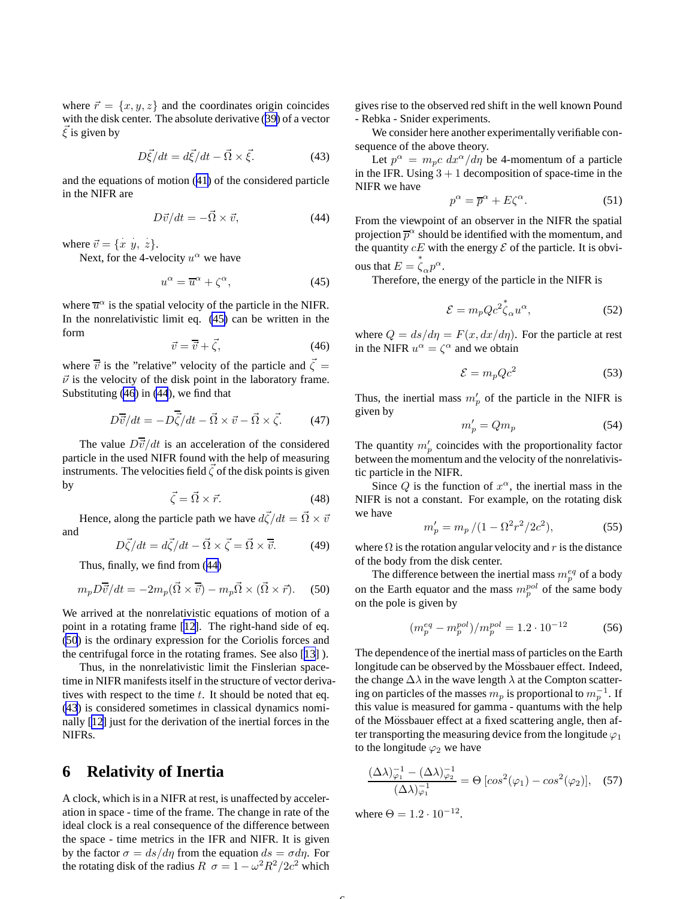where $\vec{r} = \{x, y, z\}$ and the coordinates origin coincides with the disk center. The absolute derivative (39) of a vector $\vec{\xi}$ is given by

$$D\vec{\xi}/dt = d\vec{\xi}/dt - \vec{\Omega} \times \vec{\xi}. \tag{43}$$

and the equations of motion (41) of the considered particle in the NIFR are

$$D\vec{v}/dt = -\vec{\Omega} \times \vec{v}, \tag{44}$$

where $\vec{v} = \{\dot{x}\ \dot{y},\ \dot{z}\}$.

Next, for the 4-velocity $u^\alpha$ we have

$$u^\alpha = \overline{u}^\alpha + \zeta^\alpha, \tag{45}$$

where $\overline{u}^\alpha$ is the spatial velocity of the particle in the NIFR. In the nonrelativistic limit eq. (45) can be written in the form

$$\vec{v} = \vec{\overline{v}} + \vec{\zeta}, \tag{46}$$

where $\vec{\overline{v}}$ is the "relative" velocity of the particle and $\vec{\zeta} = \vec{\nu}$ is the velocity of the disk point in the laboratory frame. Substituting (46) in (44), we find that

$$D\vec{\overline{v}}/dt = -D\vec{\overline{\zeta}}/dt - \vec{\Omega} \times \vec{v} - \vec{\Omega} \times \vec{\zeta}. \tag{47}$$

The value $D\vec{\overline{v}}/dt$ is an acceleration of the considered particle in the used NIFR found with the help of measuring instruments. The velocities field $\vec{\zeta}$ of the disk points is given by

$$\vec{\zeta} = \vec{\Omega} \times \vec{r}. \tag{48}$$

Hence, along the particle path we have $d\vec{\zeta}/dt = \vec{\Omega} \times \vec{v}$ and

$$D\vec{\zeta}/dt = d\vec{\zeta}/dt - \vec{\Omega} \times \vec{\zeta} = \vec{\Omega} \times \vec{\overline{v}}. \tag{49}$$

Thus, finally, we find from (44)

$$m_p D\vec{\overline{v}}/dt = -2m_p(\vec{\Omega} \times \vec{\overline{v}}) - m_p\vec{\Omega} \times (\vec{\Omega} \times \vec{r}). \tag{50}$$

We arrived at the nonrelativistic equations of motion of a point in a rotating frame [12]. The right-hand side of eq. (50) is the ordinary expression for the Coriolis forces and the centrifugal force in the rotating frames. See also [13] ).

Thus, in the nonrelativistic limit the Finslerian spacetime in NIFR manifests itself in the structure of vector derivatives with respect to the time $t$. It should be noted that eq. (43) is considered sometimes in classical dynamics nominally [12] just for the derivation of the inertial forces in the NIFRs.

## 6 Relativity of Inertia

A clock, which is in a NIFR at rest, is unaffected by acceleration in space - time of the frame. The change in rate of the ideal clock is a real consequence of the difference between the space - time metrics in the IFR and NIFR. It is given by the factor $\sigma = ds/d\eta$ from the equation $ds = \sigma d\eta$. For the rotating disk of the radius $R$ $\sigma = 1 - \omega^2 R^2/2c^2$ which gives rise to the observed red shift in the well known Pound - Rebka - Snider experiments.

We consider here another experimentally verifiable consequence of the above theory.

Let $p^\alpha = m_p c\ dx^\alpha/d\eta$ be 4-momentum of a particle in the IFR. Using $3+1$ decomposition of space-time in the NIFR we have

$$p^\alpha = \overline{p}^\alpha + E\zeta^\alpha. \tag{51}$$

From the viewpoint of an observer in the NIFR the spatial projection $\overline{p}^\alpha$ should be identified with the momentum, and the quantity $cE$ with the energy $\mathcal{E}$ of the particle. It is obvious that $E = \overset{*}{\zeta}_\alpha p^\alpha$.

Therefore, the energy of the particle in the NIFR is

$$\mathcal{E} = m_p Q c^2 \overset{*}{\zeta}_\alpha u^\alpha, \tag{52}$$

where $Q = ds/d\eta = F(x, dx/d\eta)$. For the particle at rest in the NIFR $u^\alpha = \zeta^\alpha$ and we obtain

$$\mathcal{E} = m_p Q c^2 \tag{53}$$

Thus, the inertial mass $m'_p$ of the particle in the NIFR is given by

$$m'_p = Q m_p \tag{54}$$

The quantity $m'_p$ coincides with the proportionality factor between the momentum and the velocity of the nonrelativistic particle in the NIFR.

Since $Q$ is the function of $x^\alpha$, the inertial mass in the NIFR is not a constant. For example, on the rotating disk we have

$$m'_p = m_p/(1 - \Omega^2 r^2/2c^2), \tag{55}$$

where $\Omega$ is the rotation angular velocity and $r$ is the distance of the body from the disk center.

The difference between the inertial mass $m_p^{eq}$ of a body on the Earth equator and the mass $m_p^{pol}$ of the same body on the pole is given by

$$(m_p^{eq} - m_p^{pol})/m_p^{pol} = 1.2 \cdot 10^{-12} \tag{56}$$

The dependence of the inertial mass of particles on the Earth longitude can be observed by the Mössbauer effect. Indeed, the change $\Delta\lambda$ in the wave length $\lambda$ at the Compton scattering on particles of the masses $m_p$ is proportional to $m_p^{-1}$. If this value is measured for gamma - quantums with the help of the Mössbauer effect at a fixed scattering angle, then after transporting the measuring device from the longitude $\varphi_1$ to the longitude $\varphi_2$ we have

$$\frac{(\Delta\lambda)^{-1}_{\varphi_1} - (\Delta\lambda)^{-1}_{\varphi_2}}{(\Delta\lambda)^{-1}_{\varphi_1}} = \Theta\ [cos^2(\varphi_1) - cos^2(\varphi_2)], \tag{57}$$

where $\Theta = 1.2 \cdot 10^{-12}$.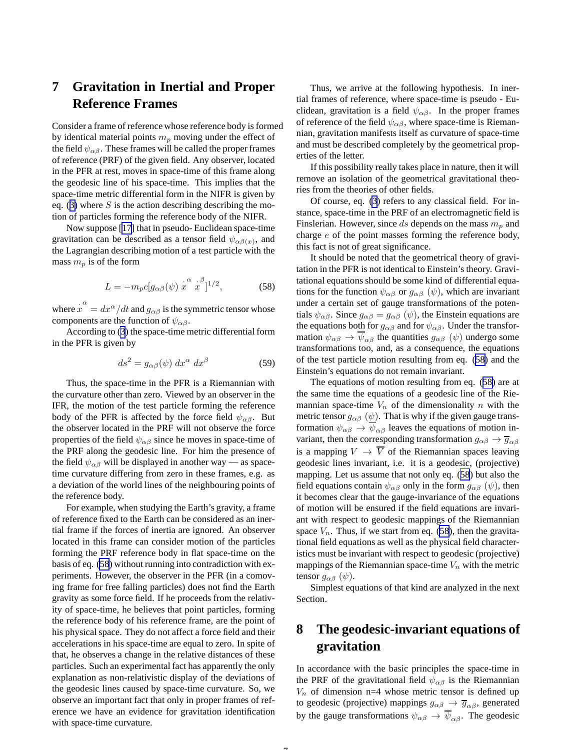## 7 Gravitation in Inertial and Proper Reference Frames

Consider a frame of reference whose reference body is formed by identical material points $m_p$ moving under the effect of the field $\psi_{\alpha\beta}$. These frames will be called the proper frames of reference (PRF) of the given field. Any observer, located in the PFR at rest, moves in space-time of this frame along the geodesic line of his space-time. This implies that the space-time metric differential form in the NIFR is given by eq. (3) where $S$ is the action describing describing the motion of particles forming the reference body of the NIFR.

Now suppose [17] that in pseudo- Euclidean space-time gravitation can be described as a tensor field $\psi_{\alpha\beta(x)}$, and the Lagrangian describing motion of a test particle with the mass $m_p$ is of the form

$$L = -m_p c[g_{\alpha\beta}(\psi)\ \dot{x}^{\alpha}\ \dot{x}^{\beta}]^{1/2}, \tag{58}$$

where $\dot{x}^{\alpha} = dx^{\alpha}/dt$ and $g_{\alpha\beta}$ is the symmetric tensor whose components are the function of $\psi_{\alpha\beta}$.

According to (3) the space-time metric differential form in the PFR is given by

$$ds^2 = g_{\alpha\beta}(\psi)\ dx^{\alpha}\ dx^{\beta} \tag{59}$$

Thus, the space-time in the PFR is a Riemannian with the curvature other than zero. Viewed by an observer in the IFR, the motion of the test particle forming the reference body of the PFR is affected by the force field $\psi_{\alpha\beta}$. But the observer located in the PRF will not observe the force properties of the field $\psi_{\alpha\beta}$ since he moves in space-time of the PRF along the geodesic line. For him the presence of the field $\psi_{\alpha\beta}$ will be displayed in another way — as space-time curvature differing from zero in these frames, e.g. as a deviation of the world lines of the neighbouring points of the reference body.

For example, when studying the Earth's gravity, a frame of reference fixed to the Earth can be considered as an inertial frame if the forces of inertia are ignored. An observer located in this frame can consider motion of the particles forming the PRF reference body in flat space-time on the basis of eq. (58) without running into contradiction with experiments. However, the observer in the PFR (in a comoving frame for free falling particles) does not find the Earth gravity as some force field. If he proceeds from the relativity of space-time, he believes that point particles, forming the reference body of his reference frame, are the point of his physical space. They do not affect a force field and their accelerations in his space-time are equal to zero. In spite of that, he observes a change in the relative distances of these particles. Such an experimental fact has apparently the only explanation as non-relativistic display of the deviations of the geodesic lines caused by space-time curvature. So, we observe an important fact that only in proper frames of reference we have an evidence for gravitation identification with space-time curvature.

Thus, we arrive at the following hypothesis. In inertial frames of reference, where space-time is pseudo - Euclidean, gravitation is a field $\psi_{\alpha\beta}$. In the proper frames of reference of the field $\psi_{\alpha\beta}$, where space-time is Riemannian, gravitation manifests itself as curvature of space-time and must be described completely by the geometrical properties of the letter.

If this possibility really takes place in nature, then it will remove an isolation of the geometrical gravitational theories from the theories of other fields.

Of course, eq. (3) refers to any classical field. For instance, space-time in the PRF of an electromagnetic field is Finslerian. However, since $ds$ depends on the mass $m_p$ and charge $e$ of the point masses forming the reference body, this fact is not of great significance.

It should be noted that the geometrical theory of gravitation in the PFR is not identical to Einstein's theory. Gravitational equations should be some kind of differential equations for the function $\psi_{\alpha\beta}$ or $g_{\alpha\beta}\ (\psi)$, which are invariant under a certain set of gauge transformations of the potentials $\psi_{\alpha\beta}$. Since $g_{\alpha\beta} = g_{\alpha\beta}\ (\psi)$, the Einstein equations are the equations both for $g_{\alpha\beta}$ and for $\psi_{\alpha\beta}$. Under the transformation $\psi_{\alpha\beta} \to \overline{\psi}_{\alpha\beta}$ the quantities $g_{\alpha\beta}\ (\psi)$ undergo some transformations too, and, as a consequence, the equations of the test particle motion resulting from eq. (58) and the Einstein's equations do not remain invariant.

The equations of motion resulting from eq. (58) are at the same time the equations of a geodesic line of the Riemannian space-time $V_n$ of the dimensionality $n$ with the metric tensor $g_{\alpha\beta}\ (\psi)$. That is why if the given gauge transformation $\psi_{\alpha\beta} \to \overline{\psi}_{\alpha\beta}$ leaves the equations of motion invariant, then the corresponding transformation $g_{\alpha\beta} \to \overline{g}_{\alpha\beta}$ is a mapping $V \to \overline{V}$ of the Riemannian spaces leaving geodesic lines invariant, i.e. it is a geodesic, (projective) mapping. Let us assume that not only eq. (58) but also the field equations contain $\psi_{\alpha\beta}$ only in the form $g_{\alpha\beta}\ (\psi)$, then it becomes clear that the gauge-invariance of the equations of motion will be ensured if the field equations are invariant with respect to geodesic mappings of the Riemannian space $V_n$. Thus, if we start from eq. (58), then the gravitational field equations as well as the physical field characteristics must be invariant with respect to geodesic (projective) mappings of the Riemannian space-time $V_n$ with the metric tensor $g_{\alpha\beta}\ (\psi)$.

Simplest equations of that kind are analyzed in the next Section.

## 8 The geodesic-invariant equations of gravitation

In accordance with the basic principles the space-time in the PRF of the gravitational field $\psi_{\alpha\beta}$ is the Riemannian $V_n$ of dimension n=4 whose metric tensor is defined up to geodesic (projective) mappings $g_{\alpha\beta} \to \overline{g}_{\alpha\beta}$, generated by the gauge transformations $\psi_{\alpha\beta} \to \overline{\psi}_{\alpha\beta}$. The geodesic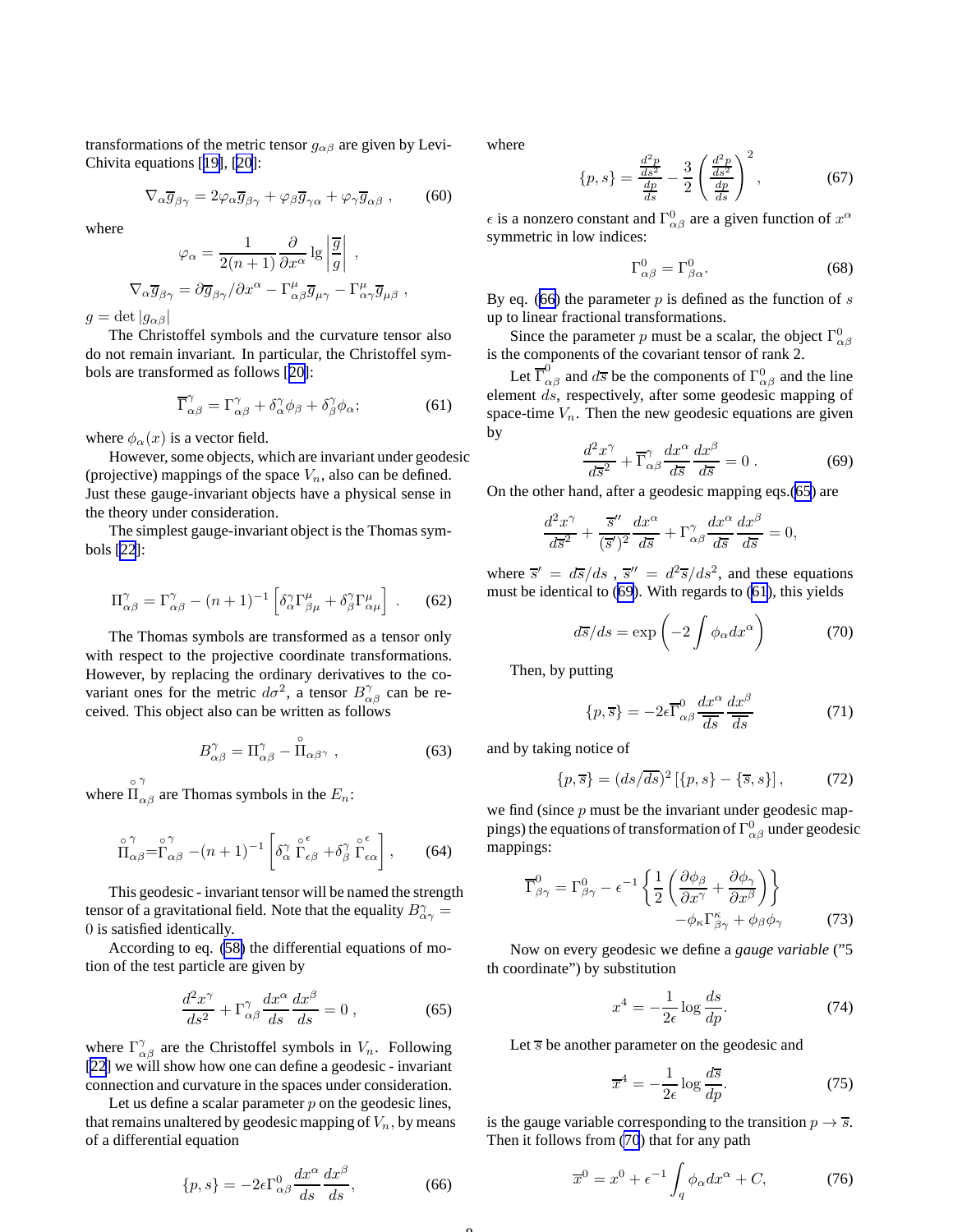transformations of the metric tensor $g_{\alpha\beta}$ are given by Levi-Chivita equations [19], [20]:

$$\nabla_\alpha \overline{g}_{\beta\gamma} = 2\varphi_\alpha \overline{g}_{\beta\gamma} + \varphi_\beta \overline{g}_{\gamma\alpha} + \varphi_\gamma \overline{g}_{\alpha\beta} \ , \qquad (60)$$

where

$$\varphi_\alpha = \frac{1}{2(n+1)} \frac{\partial}{\partial x^\alpha} \lg \left| \frac{\overline{g}}{g} \right| \ ,$$

$$\nabla_\alpha \overline{g}_{\beta\gamma} = \partial \overline{g}_{\beta\gamma}/\partial x^\alpha - \Gamma^\mu_{\alpha\beta}\overline{g}_{\mu\gamma} - \Gamma^\mu_{\alpha\gamma}\overline{g}_{\mu\beta} \ ,$$

$g = \det |g_{\alpha\beta}|$

The Christoffel symbols and the curvature tensor also do not remain invariant. In particular, the Christoffel symbols are transformed as follows [20]:

$$\overline{\Gamma}^\gamma_{\alpha\beta} = \Gamma^\gamma_{\alpha\beta} + \delta^\gamma_\alpha \phi_\beta + \delta^\gamma_\beta \phi_\alpha; \qquad (61)$$

where $\phi_\alpha(x)$ is a vector field.

However, some objects, which are invariant under geodesic (projective) mappings of the space $V_n$, also can be defined. Just these gauge-invariant objects have a physical sense in the theory under consideration.

The simplest gauge-invariant object is the Thomas symbols [22]:

$$\Pi^\gamma_{\alpha\beta} = \Gamma^\gamma_{\alpha\beta} - (n+1)^{-1}\left[\delta^\gamma_\alpha \Gamma^\mu_{\beta\mu} + \delta^\gamma_\beta \Gamma^\mu_{\alpha\mu}\right] \ . \qquad (62)$$

The Thomas symbols are transformed as a tensor only with respect to the projective coordinate transformations. However, by replacing the ordinary derivatives to the covariant ones for the metric $d\sigma^2$, a tensor $B^\gamma_{\alpha\beta}$ can be received. This object also can be written as follows

$$B^\gamma_{\alpha\beta} = \Pi^\gamma_{\alpha\beta} - \overset{\circ}{\Pi}_{\alpha\beta^\gamma} \ , \qquad (63)$$

where $\overset{\circ}{\Pi}{}^\gamma_{\alpha\beta}$ are Thomas symbols in the $E_n$:

$$\overset{\circ}{\Pi}{}^\gamma_{\alpha\beta} = \overset{\circ}{\Gamma}{}^\gamma_{\alpha\beta} - (n+1)^{-1}\left[\delta^\gamma_\alpha \overset{\circ}{\Gamma}{}^\epsilon_{\epsilon\beta} + \delta^\gamma_\beta \overset{\circ}{\Gamma}{}^\epsilon_{\epsilon\alpha}\right], \qquad (64)$$

This geodesic - invariant tensor will be named the strength tensor of a gravitational field. Note that the equality $B^\gamma_{\alpha\gamma} = 0$ is satisfied identically.

According to eq. (58) the differential equations of motion of the test particle are given by

$$\frac{d^2x^\gamma}{ds^2} + \Gamma^\gamma_{\alpha\beta}\frac{dx^\alpha}{ds}\frac{dx^\beta}{ds} = 0 \ , \qquad (65)$$

where $\Gamma^\gamma_{\alpha\beta}$ are the Christoffel symbols in $V_n$. Following [22] we will show how one can define a geodesic - invariant connection and curvature in the spaces under consideration.

Let us define a scalar parameter $p$ on the geodesic lines, that remains unaltered by geodesic mapping of $V_n$, by means of a differential equation

$$\{p, s\} = -2\epsilon \Gamma^0_{\alpha\beta}\frac{dx^\alpha}{ds}\frac{dx^\beta}{ds}, \qquad (66)$$

where

$$\{p, s\} = \frac{\frac{d^2p}{ds^2}}{\frac{dp}{ds}} - \frac{3}{2}\left(\frac{\frac{d^2p}{ds^2}}{\frac{dp}{ds}}\right)^2, \qquad (67)$$

$\epsilon$ is a nonzero constant and $\Gamma^0_{\alpha\beta}$ are a given function of $x^\alpha$ symmetric in low indices:

$$\Gamma^0_{\alpha\beta} = \Gamma^0_{\beta\alpha}. \qquad (68)$$

By eq. (66) the parameter $p$ is defined as the function of $s$ up to linear fractional transformations.

Since the parameter $p$ must be a scalar, the object $\Gamma^0_{\alpha\beta}$ is the components of the covariant tensor of rank 2.

Let $\overline{\Gamma}^0_{\alpha\beta}$ and $d\overline{s}$ be the components of $\Gamma^0_{\alpha\beta}$ and the line element $ds$, respectively, after some geodesic mapping of space-time $V_n$. Then the new geodesic equations are given by

$$\frac{d^2x^\gamma}{d\overline{s}^2} + \overline{\Gamma}^\gamma_{\alpha\beta}\frac{dx^\alpha}{d\overline{s}}\frac{dx^\beta}{d\overline{s}} = 0 \ . \qquad (69)$$

On the other hand, after a geodesic mapping eqs.(65) are

$$\frac{d^2x^\gamma}{d\overline{s}^2} + \frac{\overline{s}''}{(\overline{s}')^2}\frac{dx^\alpha}{d\overline{s}} + \Gamma^\gamma_{\alpha\beta}\frac{dx^\alpha}{d\overline{s}}\frac{dx^\beta}{d\overline{s}} = 0,$$

where $\overline{s}' = d\overline{s}/ds$ , $\overline{s}'' = d^2\overline{s}/ds^2$, and these equations must be identical to (69). With regards to (61), this yields

$$d\overline{s}/ds = \exp\left(-2\int \phi_\alpha dx^\alpha\right) \qquad (70)$$

Then, by putting

$$\{p, \overline{s}\} = -2\epsilon\overline{\Gamma}^0_{\alpha\beta}\frac{dx^\alpha}{d\overline{s}}\frac{dx^\beta}{d\overline{s}} \qquad (71)$$

and by taking notice of

$$\{p, \overline{s}\} = (ds/d\overline{s})^2\left[\{p, s\} - \{\overline{s}, s\}\right], \qquad (72)$$

we find (since $p$ must be the invariant under geodesic mappings) the equations of transformation of $\Gamma^0_{\alpha\beta}$ under geodesic mappings:

$$\overline{\Gamma}^0_{\beta\gamma} = \Gamma^0_{\beta\gamma} - \epsilon^{-1}\left\{\frac{1}{2}\left(\frac{\partial\phi_\beta}{\partial x^\gamma} + \frac{\partial\phi_\gamma}{\partial x^\beta}\right)\right\} - \phi_\kappa\Gamma^\kappa_{\beta\gamma} + \phi_\beta\phi_\gamma \qquad (73)$$

Now on every geodesic we define a *gauge variable* ("5 th coordinate") by substitution

$$x^4 = -\frac{1}{2\epsilon}\log\frac{ds}{dp}. \qquad (74)$$

Let $\overline{s}$ be another parameter on the geodesic and

$$\overline{x}^4 = -\frac{1}{2\epsilon}\log\frac{d\overline{s}}{dp}. \qquad (75)$$

is the gauge variable corresponding to the transition $p \to \overline{s}$. Then it follows from (70) that for any path

$$\overline{x}^0 = x^0 + \epsilon^{-1}\int_q \phi_\alpha dx^\alpha + C, \qquad (76)$$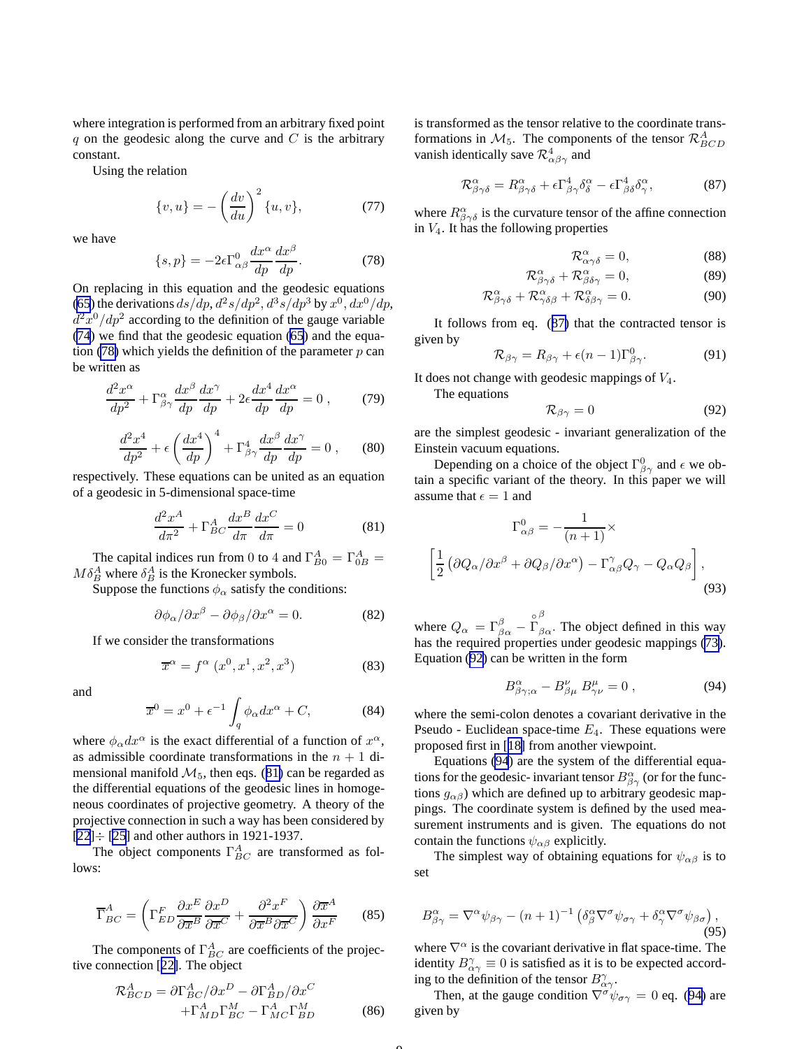where integration is performed from an arbitrary fixed point $q$ on the geodesic along the curve and $C$ is the arbitrary constant.

Using the relation

$$\{v,u\} = -\left(\frac{dv}{du}\right)^2 \{u,v\}, \tag{77}$$

we have

$$\{s,p\} = -2\epsilon\Gamma^0_{\alpha\beta}\frac{dx^\alpha}{dp}\frac{dx^\beta}{dp}. \tag{78}$$

On replacing in this equation and the geodesic equations (65) the derivations $ds/dp$, $d^2s/dp^2$, $d^3s/dp^3$ by $x^0$, $dx^0/dp$, $d^2x^0/dp^2$ according to the definition of the gauge variable (74) we find that the geodesic equation (65) and the equation (78) which yields the definition of the parameter $p$ can be written as

$$\frac{d^2x^\alpha}{dp^2} + \Gamma^\alpha_{\beta\gamma}\frac{dx^\beta}{dp}\frac{dx^\gamma}{dp} + 2\epsilon\frac{dx^4}{dp}\frac{dx^\alpha}{dp} = 0\,, \tag{79}$$

$$\frac{d^2x^4}{dp^2} + \epsilon\left(\frac{dx^4}{dp}\right)^4 + \Gamma^4_{\beta\gamma}\frac{dx^\beta}{dp}\frac{dx^\gamma}{dp} = 0\,, \tag{80}$$

respectively. These equations can be united as an equation of a geodesic in 5-dimensional space-time

$$\frac{d^2x^A}{d\pi^2} + \Gamma^A_{BC}\frac{dx^B}{d\pi}\frac{dx^C}{d\pi} = 0 \tag{81}$$

The capital indices run from 0 to 4 and $\Gamma^A_{B0} = \Gamma^A_{0B} = M\delta^A_B$ where $\delta^A_B$ is the Kronecker symbols.

Suppose the functions $\phi_\alpha$ satisfy the conditions:

$$\partial\phi_\alpha/\partial x^\beta - \partial\phi_\beta/\partial x^\alpha = 0. \tag{82}$$

If we consider the transformations

$$\overline{x}^\alpha = f^\alpha\,(x^0, x^1, x^2, x^3) \tag{83}$$

and

$$\overline{x}^0 = x^0 + \epsilon^{-1}\int_q \phi_\alpha dx^\alpha + C, \tag{84}$$

where $\phi_\alpha dx^\alpha$ is the exact differential of a function of $x^\alpha$, as admissible coordinate transformations in the $n+1$ dimensional manifold $\mathcal{M}_5$, then eqs. (81) can be regarded as the differential equations of the geodesic lines in homogeneous coordinates of projective geometry. A theory of the projective connection in such a way has been considered by [22]÷ [25] and other authors in 1921-1937.

The object components $\Gamma^A_{BC}$ are transformed as follows:

$$\overline{\Gamma}^A_{BC} = \left(\Gamma^F_{ED}\frac{\partial x^E}{\partial\overline{x}^B}\frac{\partial x^D}{\partial\overline{x}^C} + \frac{\partial^2 x^F}{\partial\overline{x}^B\partial\overline{x}^C}\right)\frac{\partial\overline{x}^A}{\partial x^F} \tag{85}$$

The components of $\Gamma^A_{BC}$ are coefficients of the projective connection [22]. The object

$$\begin{aligned}\mathcal{R}^A_{BCD} = \partial\Gamma^A_{BC}/\partial x^D - \partial\Gamma^A_{BD}/\partial x^C \\ +\Gamma^A_{MD}\Gamma^M_{BC} - \Gamma^A_{MC}\Gamma^M_{BD}\end{aligned} \tag{86}$$

is transformed as the tensor relative to the coordinate transformations in $\mathcal{M}_5$. The components of the tensor $\mathcal{R}^A_{BCD}$ vanish identically save $\mathcal{R}^4_{\alpha\beta\gamma}$ and

$$\mathcal{R}^\alpha_{\beta\gamma\delta} = R^\alpha_{\beta\gamma\delta} + \epsilon\Gamma^4_{\beta\gamma}\delta^\alpha_\delta - \epsilon\Gamma^4_{\beta\delta}\delta^\alpha_\gamma, \tag{87}$$

where $R^\alpha_{\beta\gamma\delta}$ is the curvature tensor of the affine connection in $V_4$. It has the following properties

$$\mathcal{R}^\alpha_{\alpha\gamma\delta} = 0, \tag{88}$$

$$\mathcal{R}^\alpha_{\beta\gamma\delta} + \mathcal{R}^\alpha_{\beta\delta\gamma} = 0, \tag{89}$$

$$\mathcal{R}^\alpha_{\beta\gamma\delta} + \mathcal{R}^\alpha_{\gamma\delta\beta} + \mathcal{R}^\alpha_{\delta\beta\gamma} = 0. \tag{90}$$

It follows from eq. (87) that the contracted tensor is given by

$$\mathcal{R}_{\beta\gamma} = R_{\beta\gamma} + \epsilon(n-1)\Gamma^0_{\beta\gamma}. \tag{91}$$

It does not change with geodesic mappings of $V_4$.

The equations

$$\mathcal{R}_{\beta\gamma} = 0 \tag{92}$$

are the simplest geodesic - invariant generalization of the Einstein vacuum equations.

Depending on a choice of the object $\Gamma^0_{\beta\gamma}$ and $\epsilon$ we obtain a specific variant of the theory. In this paper we will assume that $\epsilon = 1$ and

$$\Gamma^0_{\alpha\beta} = -\frac{1}{(n+1)}\times \left[\frac{1}{2}\left(\partial Q_\alpha/\partial x^\beta + \partial Q_\beta/\partial x^\alpha\right) - \Gamma^\gamma_{\alpha\beta}Q_\gamma - Q_\alpha Q_\beta\right], \tag{93}$$

where $Q_\alpha = \Gamma^\beta_{\beta\alpha} - \overset{\circ}{\Gamma}{}^\beta_{\beta\alpha}$. The object defined in this way has the required properties under geodesic mappings (73). Equation (92) can be written in the form

$$B^\alpha_{\beta\gamma;\alpha} - B^\nu_{\beta\mu}\,B^\mu_{\gamma\nu} = 0\,, \tag{94}$$

where the semi-colon denotes a covariant derivative in the Pseudo - Euclidean space-time $E_4$. These equations were proposed first in [18] from another viewpoint.

Equations (94) are the system of the differential equations for the geodesic- invariant tensor $B^\alpha_{\beta\gamma}$ (or for the functions $g_{\alpha\beta}$) which are defined up to arbitrary geodesic mappings. The coordinate system is defined by the used measurement instruments and is given. The equations do not contain the functions $\psi_{\alpha\beta}$ explicitly.

The simplest way of obtaining equations for $\psi_{\alpha\beta}$ is to set

$$B^\alpha_{\beta\gamma} = \nabla^\alpha\psi_{\beta\gamma} - (n+1)^{-1}\left(\delta^\alpha_\beta\nabla^\sigma\psi_{\sigma\gamma} + \delta^\alpha_\gamma\nabla^\sigma\psi_{\beta\sigma}\right), \tag{95}$$

where $\nabla^\alpha$ is the covariant derivative in flat space-time. The identity $B^\gamma_{\alpha\gamma} \equiv 0$ is satisfied as it is to be expected according to the definition of the tensor $B^\gamma_{\alpha\gamma}$.

Then, at the gauge condition $\nabla^\sigma\psi_{\sigma\gamma} = 0$ eq. (94) are given by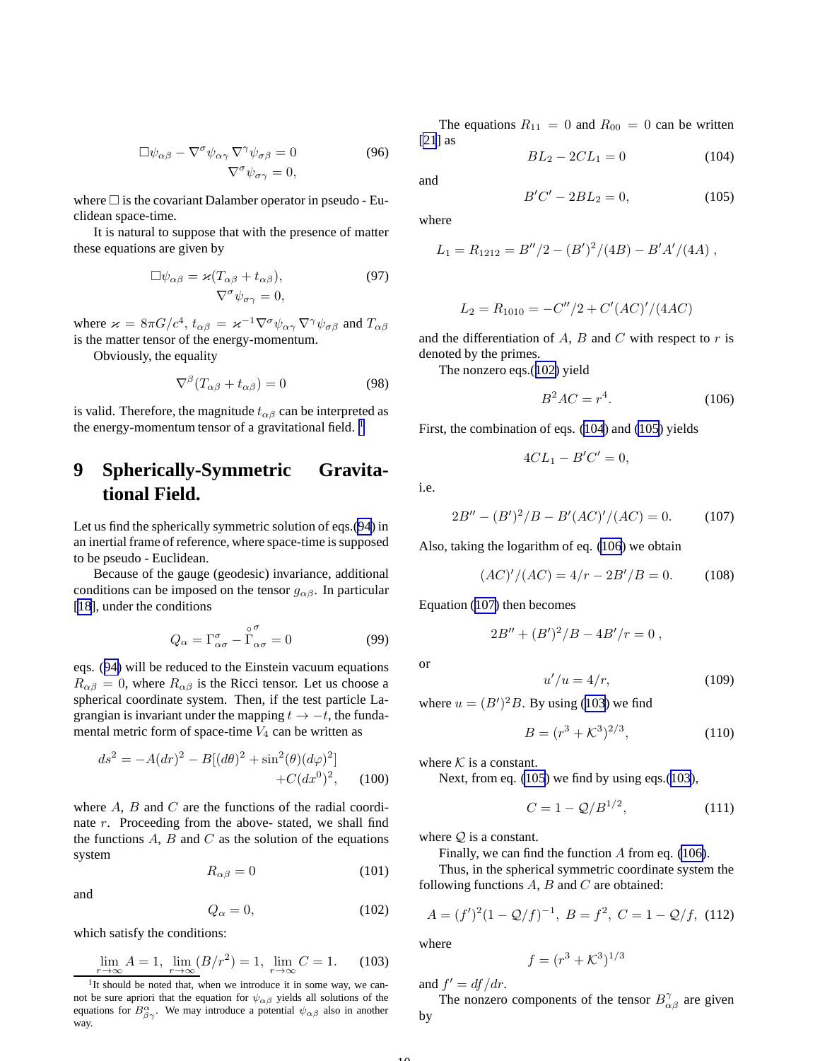$$\Box\psi_{\alpha\beta} - \nabla^{\sigma}\psi_{\alpha\gamma}\,\nabla^{\gamma}\psi_{\sigma\beta} = 0 \qquad (96)$$
$$\nabla^{\sigma}\psi_{\sigma\gamma} = 0,$$

where $\Box$ is the covariant Dalamber operator in pseudo - Euclidean space-time.

It is natural to suppose that with the presence of matter these equations are given by

$$\Box\psi_{\alpha\beta} = \varkappa(T_{\alpha\beta} + t_{\alpha\beta}), \qquad (97)$$
$$\nabla^{\sigma}\psi_{\sigma\gamma} = 0,$$

where $\varkappa = 8\pi G/c^4$, $t_{\alpha\beta} = \varkappa^{-1}\nabla^{\sigma}\psi_{\alpha\gamma}\,\nabla^{\gamma}\psi_{\sigma\beta}$ and $T_{\alpha\beta}$ is the matter tensor of the energy-momentum.

Obviously, the equality

$$\nabla^{\beta}(T_{\alpha\beta} + t_{\alpha\beta}) = 0 \qquad (98)$$

is valid. Therefore, the magnitude $t_{\alpha\beta}$ can be interpreted as the energy-momentum tensor of a gravitational field. [1]

# 9 Spherically-Symmetric Gravitational Field.

Let us find the spherically symmetric solution of eqs.(94) in an inertial frame of reference, where space-time is supposed to be pseudo - Euclidean.

Because of the gauge (geodesic) invariance, additional conditions can be imposed on the tensor $g_{\alpha\beta}$. In particular [18], under the conditions

$$Q_{\alpha} = \Gamma^{\sigma}_{\alpha\sigma} - \overset{\circ}{\Gamma}{}^{\sigma}_{\alpha\sigma} = 0 \qquad (99)$$

eqs. (94) will be reduced to the Einstein vacuum equations $R_{\alpha\beta} = 0$, where $R_{\alpha\beta}$ is the Ricci tensor. Let us choose a spherical coordinate system. Then, if the test particle Lagrangian is invariant under the mapping $t \to -t$, the fundamental metric form of space-time $V_4$ can be written as

$$ds^2 = -A(dr)^2 - B[(d\theta)^2 + \sin^2(\theta)(d\varphi)^2] + C(dx^0)^2, \qquad (100)$$

where $A$, $B$ and $C$ are the functions of the radial coordinate $r$. Proceeding from the above- stated, we shall find the functions $A$, $B$ and $C$ as the solution of the equations system

$$R_{\alpha\beta} = 0 \qquad (101)$$

and

$$Q_{\alpha} = 0, \qquad (102)$$

which satisfy the conditions:

$$\lim_{r\to\infty} A = 1, \ \lim_{r\to\infty}(B/r^2) = 1, \ \lim_{r\to\infty} C = 1. \qquad (103)$$

[1]It should be noted that, when we introduce it in some way, we cannot be sure apriori that the equation for $\psi_{\alpha\beta}$ yields all solutions of the equations for $B^{\alpha}_{\beta\gamma}$. We may introduce a potential $\psi_{\alpha\beta}$ also in another way.

The equations $R_{11} = 0$ and $R_{00} = 0$ can be written [21] as

$$BL_2 - 2CL_1 = 0 \qquad (104)$$

and

$$B'C' - 2BL_2 = 0, \qquad (105)$$

where

$$L_1 = R_{1212} = B''/2 - (B')^2/(4B) - B'A'/(4A)\ ,$$

$$L_2 = R_{1010} = -C''/2 + C'(AC)'/(4AC)$$

and the differentiation of $A$, $B$ and $C$ with respect to $r$ is denoted by the primes.

The nonzero eqs.(102) yield

$$B^2AC = r^4. \qquad (106)$$

First, the combination of eqs. (104) and (105) yields

$$4CL_1 - B'C' = 0,$$

i.e.

$$2B'' - (B')^2/B - B'(AC)'/(AC) = 0. \qquad (107)$$

Also, taking the logarithm of eq. (106) we obtain

$$(AC)'/(AC) = 4/r - 2B'/B = 0. \qquad (108)$$

Equation (107) then becomes

$$2B'' + (B')^2/B - 4B'/r = 0\ ,$$

or

$$u'/u = 4/r, \qquad (109)$$

where $u = (B')^2B$. By using (103) we find

$$B = (r^3 + \mathcal{K}^3)^{2/3}, \qquad (110)$$

where $\mathcal{K}$ is a constant.

Next, from eq. (105) we find by using eqs.(103),

$$C = 1 - \mathcal{Q}/B^{1/2}, \qquad (111)$$

where $\mathcal{Q}$ is a constant.

Finally, we can find the function $A$ from eq. (106).

Thus, in the spherical symmetric coordinate system the following functions $A$, $B$ and $C$ are obtained:

$$A = (f')^2(1 - \mathcal{Q}/f)^{-1},\ B = f^2,\ C = 1 - \mathcal{Q}/f, \qquad (112)$$

where

$$f = (r^3 + \mathcal{K}^3)^{1/3}$$

and $f' = df/dr$.

The nonzero components of the tensor $B^{\gamma}_{\alpha\beta}$ are given by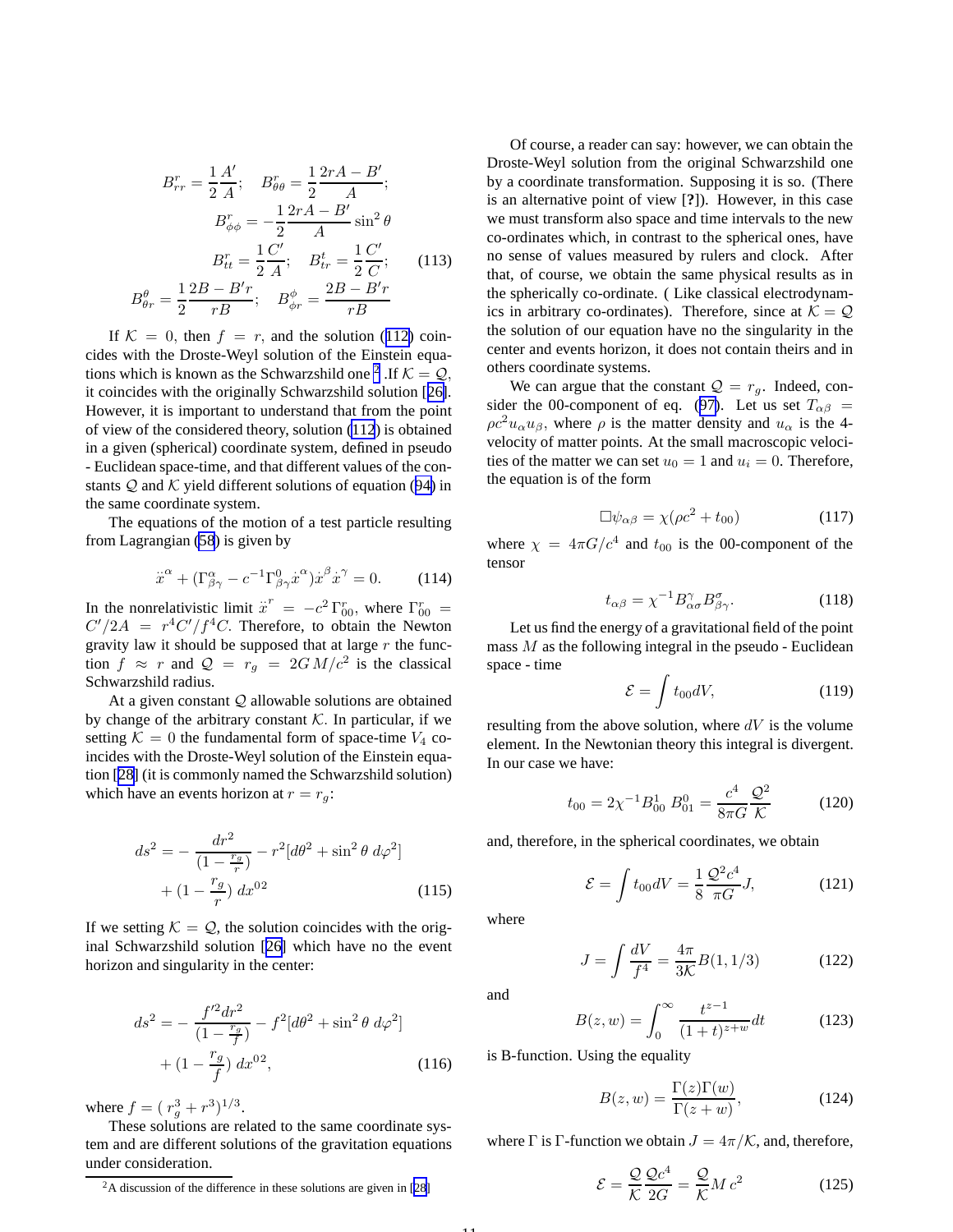$$B^r_{rr} = \frac{1}{2}\frac{A'}{A}; \quad B^r_{\theta\theta} = \frac{1}{2}\frac{2rA - B'}{A};$$

$$B^r_{\phi\phi} = -\frac{1}{2}\frac{2rA - B'}{A}\sin^2\theta$$

$$B^r_{tt} = \frac{1}{2}\frac{C'}{A}; \quad B^t_{tr} = \frac{1}{2}\frac{C'}{C}; \tag{113}$$

$$B^\theta_{\theta r} = \frac{1}{2}\frac{2B - B'r}{rB}; \quad B^\phi_{\phi r} = \frac{2B - B'r}{rB}$$

If $\mathcal{K} = 0$, then $f = r$, and the solution (112) coincides with the Droste-Weyl solution of the Einstein equations which is known as the Schwarzshild one [2]. If $\mathcal{K} = \mathcal{Q}$, it coincides with the originally Schwarzshild solution [26]. However, it is important to understand that from the point of view of the considered theory, solution (112) is obtained in a given (spherical) coordinate system, defined in pseudo - Euclidean space-time, and that different values of the constants $\mathcal{Q}$ and $\mathcal{K}$ yield different solutions of equation (94) in the same coordinate system.

The equations of the motion of a test particle resulting from Lagrangian (58) is given by

$$\ddot{x}^\alpha + (\Gamma^\alpha_{\beta\gamma} - c^{-1}\Gamma^0_{\beta\gamma}\dot{x}^\alpha)\dot{x}^\beta\dot{x}^\gamma = 0. \tag{114}$$

In the nonrelativistic limit $\ddot{x}^r = -c^2\,\Gamma^r_{00}$, where $\Gamma^r_{00} = C'/2A = r^4C'/f^4C$. Therefore, to obtain the Newton gravity law it should be supposed that at large $r$ the function $f \approx r$ and $\mathcal{Q} = r_g = 2GM/c^2$ is the classical Schwarzshild radius.

At a given constant $\mathcal{Q}$ allowable solutions are obtained by change of the arbitrary constant $\mathcal{K}$. In particular, if we setting $\mathcal{K} = 0$ the fundamental form of space-time $V_4$ coincides with the Droste-Weyl solution of the Einstein equation [28] (it is commonly named the Schwarzshild solution) which have an events horizon at $r = r_g$:

$$ds^2 = -\frac{dr^2}{(1 - \frac{r_g}{r})} - r^2[d\theta^2 + \sin^2\theta\, d\varphi^2] + (1 - \frac{r_g}{r})\, dx^{02} \tag{115}$$

If we setting $\mathcal{K} = \mathcal{Q}$, the solution coincides with the original Schwarzshild solution [26] which have no the event horizon and singularity in the center:

$$ds^2 = -\frac{f'^2 dr^2}{(1 - \frac{r_g}{f})} - f^2[d\theta^2 + \sin^2\theta\, d\varphi^2] + (1 - \frac{r_g}{f})\, dx^{02}, \tag{116}$$

where $f = (\,r_g^3 + r^3)^{1/3}$.

These solutions are related to the same coordinate system and are different solutions of the gravitation equations under consideration.

[2] A discussion of the difference in these solutions are given in [28]

Of course, a reader can say: however, we can obtain the Droste-Weyl solution from the original Schwarzshild one by a coordinate transformation. Supposing it is so. (There is an alternative point of view [?]). However, in this case we must transform also space and time intervals to the new co-ordinates which, in contrast to the spherical ones, have no sense of values measured by rulers and clock. After that, of course, we obtain the same physical results as in the spherically co-ordinate. ( Like classical electrodynamics in arbitrary co-ordinates). Therefore, since at $\mathcal{K} = \mathcal{Q}$ the solution of our equation have no the singularity in the center and events horizon, it does not contain theirs and in others coordinate systems.

We can argue that the constant $\mathcal{Q} = r_g$. Indeed, consider the 00-component of eq. (97). Let us set $T_{\alpha\beta} = \rho c^2 u_\alpha u_\beta$, where $\rho$ is the matter density and $u_\alpha$ is the 4-velocity of matter points. At the small macroscopic velocities of the matter we can set $u_0 = 1$ and $u_i = 0$. Therefore, the equation is of the form

$$\Box\psi_{\alpha\beta} = \chi(\rho c^2 + t_{00}) \tag{117}$$

where $\chi = 4\pi G/c^4$ and $t_{00}$ is the 00-component of the tensor

$$t_{\alpha\beta} = \chi^{-1} B^\gamma_{\alpha\sigma} B^\sigma_{\beta\gamma}. \tag{118}$$

Let us find the energy of a gravitational field of the point mass $M$ as the following integral in the pseudo - Euclidean space - time

$$\mathcal{E} = \int t_{00} dV, \tag{119}$$

resulting from the above solution, where $dV$ is the volume element. In the Newtonian theory this integral is divergent. In our case we have:

$$t_{00} = 2\chi^{-1} B^1_{00}\, B^0_{01} = \frac{c^4}{8\pi G}\frac{\mathcal{Q}^2}{\mathcal{K}} \tag{120}$$

and, therefore, in the spherical coordinates, we obtain

$$\mathcal{E} = \int t_{00} dV = \frac{1}{8}\frac{\mathcal{Q}^2 c^4}{\pi G} J, \tag{121}$$

where

$$J = \int \frac{dV}{f^4} = \frac{4\pi}{3\mathcal{K}} B(1, 1/3) \tag{122}$$

and

$$B(z, w) = \int_0^\infty \frac{t^{z-1}}{(1+t)^{z+w}} dt \tag{123}$$

is B-function. Using the equality

$$B(z, w) = \frac{\Gamma(z)\Gamma(w)}{\Gamma(z+w)}, \tag{124}$$

where $\Gamma$ is $\Gamma$-function we obtain $J = 4\pi/\mathcal{K}$, and, therefore,

$$\mathcal{E} = \frac{\mathcal{Q}}{\mathcal{K}}\frac{\mathcal{Q}c^4}{2G} = \frac{\mathcal{Q}}{\mathcal{K}} M\, c^2 \tag{125}$$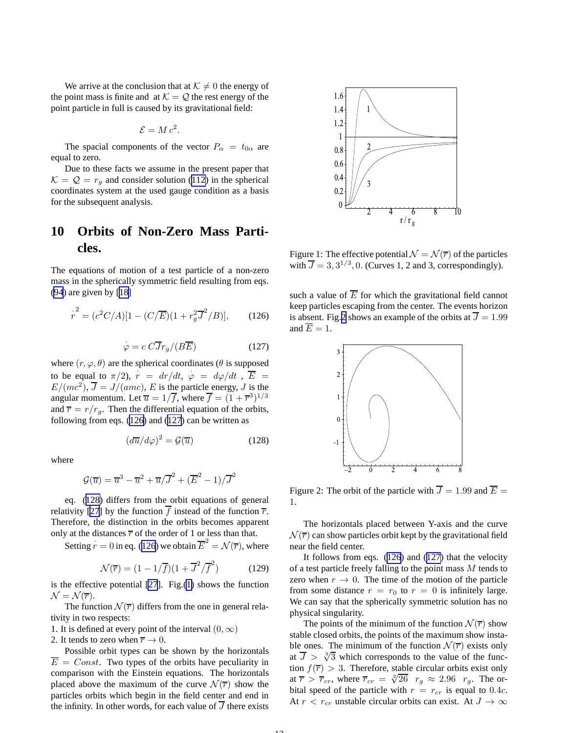We arrive at the conclusion that at $\mathcal{K} \neq 0$ the energy of the point mass is finite and at $\mathcal{K} = \mathcal{Q}$ the rest energy of the point particle in full is caused by its gravitational field:

$$\mathcal{E} = M\,c^2.$$

The spacial components of the vector $P_\alpha = t_{0\alpha}$ are equal to zero.

Due to these facts we assume in the present paper that $\mathcal{K} = \mathcal{Q} = r_g$ and consider solution (112) in the spherical coordinates system at the used gauge condition as a basis for the subsequent analysis.

# 10 Orbits of Non-Zero Mass Particles.

The equations of motion of a test particle of a non-zero mass in the spherically symmetric field resulting from eqs. (94) are given by [18]

$$\dot{r}^2 = (c^2 C/A)[1 - (C/\overline{E})(1 + r_g^2 \overline{J}^2/B)], \qquad (126)$$

$$\dot{\varphi} = c\, C\overline{J} r_g/(B\overline{E}) \qquad (127)$$

where $(r, \varphi, \theta)$ are the spherical coordinates ($\theta$ is supposed to be equal to $\pi/2$), $\dot{r} = dr/dt$, $\dot{\varphi} = d\varphi/dt$ , $\overline{E} = E/(mc^2)$, $\overline{J} = J/(amc)$, $E$ is the particle energy, $J$ is the angular momentum. Let $\overline{u} = 1/\overline{f}$, where $\overline{f} = (1 + \overline{r}^3)^{1/3}$ and $\overline{r} = r/r_g$. Then the differential equation of the orbits, following from eqs. (126) and (127) can be written as

$$(d\overline{u}/d\varphi)^2 = \mathcal{G}(\overline{u}) \qquad (128)$$

where

$$\mathcal{G}(\overline{u}) = \overline{u}^3 - \overline{u}^2 + \overline{u}/\overline{J}^2 + (\overline{E}^2 - 1)/\overline{J}^2$$

eq. (128) differs from the orbit equations of general relativity [27] by the function $\overline{f}$ instead of the function $\overline{r}$. Therefore, the distinction in the orbits becomes apparent only at the distances $\overline{r}$ of the order of 1 or less than that.

Setting $\dot{r} = 0$ in eq. (126) we obtain $\overline{E}^2 = \mathcal{N}(\overline{r})$, where

$$\mathcal{N}(\overline{r}) = (1 - 1/\overline{f})(1 + \overline{J}^2/\overline{f}^2) \qquad (129)$$

is the effective potential [27]. Fig.(1) shows the function $\mathcal{N} = \mathcal{N}(\overline{r})$.

The function $\mathcal{N}(\overline{r})$ differs from the one in general relativity in two respects:

1. It is defined at every point of the interval $(0, \infty)$
2. It tends to zero when $\overline{r} \to 0$.

Possible orbit types can be shown by the horizontals $\overline{E} = Const$. Two types of the orbits have peculiarity in comparison with the Einstein equations. The horizontals placed above the maximum of the curve $\mathcal{N}(\overline{r})$ show the particles orbits which begin in the field center and end in the infinity. In other words, for each value of $\overline{J}$ there exists such a value of $\overline{E}$ for which the gravitational field cannot keep particles escaping from the center. The events horizon is absent. Fig.2 shows an example of the orbits at $\overline{J} = 1.99$ and $\overline{E} = 1$.

Figure 1: The effective potential $\mathcal{N} = \mathcal{N}(\overline{r})$ of the particles with $\overline{J} = 3, 3^{1/3}, 0$. (Curves 1, 2 and 3, correspondingly).

Figure 2: The orbit of the particle with $\overline{J} = 1.99$ and $\overline{E} = 1$.

The horizontals placed between Y-axis and the curve $\mathcal{N}(\overline{r})$ can show particles orbit kept by the gravitational field near the field center.

It follows from eqs. (126) and (127) that the velocity of a test particle freely falling to the point mass $M$ tends to zero when $r \to 0$. The time of the motion of the particle from some distance $r = r_0$ to $r = 0$ is infinitely large. We can say that the spherically symmetric solution has no physical singularity.

The points of the minimum of the function $\mathcal{N}(\overline{r})$ show stable closed orbits, the points of the maximum show instable ones. The minimum of the function $\mathcal{N}(\overline{r})$ exists only at $\overline{J} > \sqrt[3]{3}$ which corresponds to the value of the function $f(\overline{r}) > 3$. Therefore, stable circular orbits exist only at $\overline{r} > \overline{r}_{cr}$, where $\overline{r}_{cr} = \sqrt[3]{26}\ \ r_g \approx 2.96\ \ r_g$. The orbital speed of the particle with $r = r_{cr}$ is equal to $0.4c$. At $r < r_{cr}$ unstable circular orbits can exist. At $J \to \infty$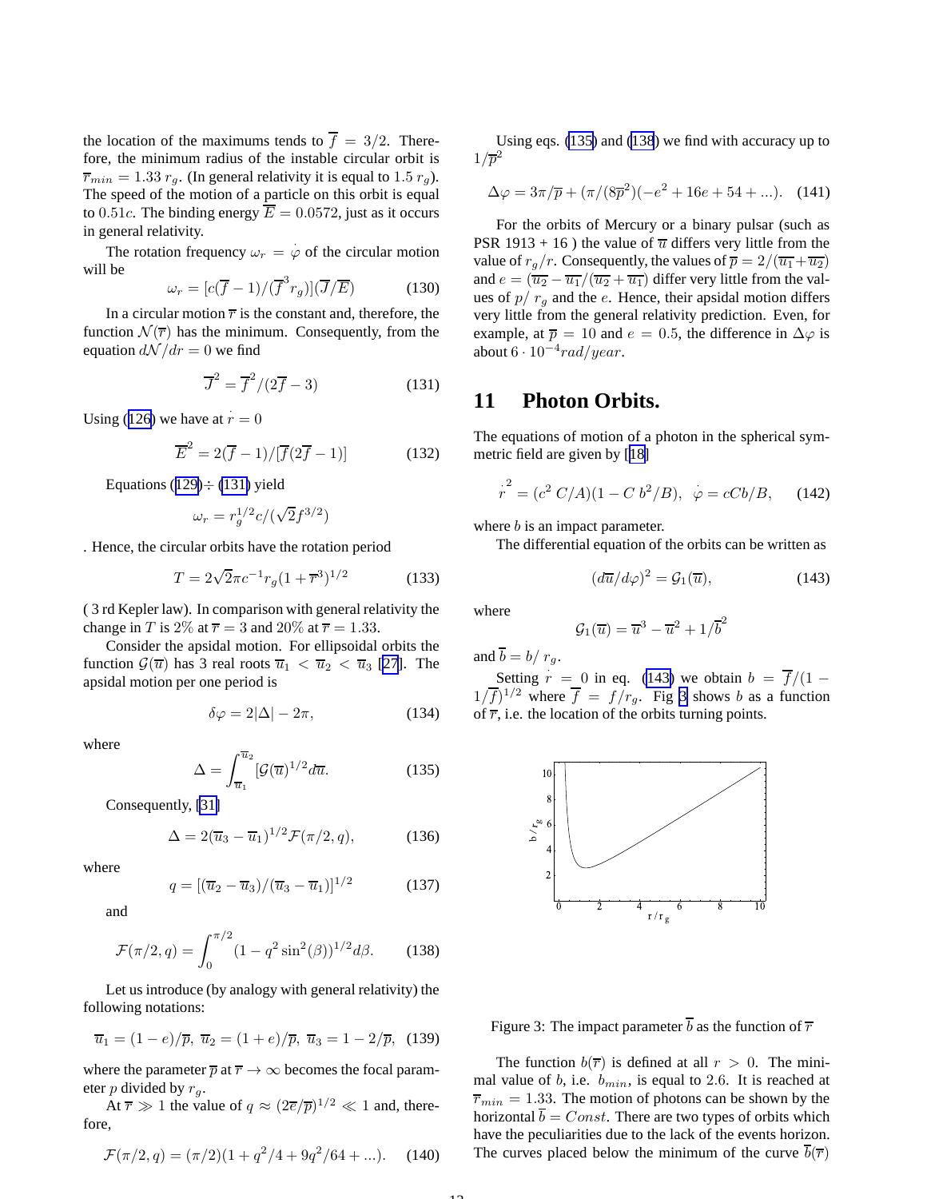the location of the maximums tends to $\overline{f} = 3/2$. Therefore, the minimum radius of the instable circular orbit is $\overline{r}_{min} = 1.33\, r_g$. (In general relativity it is equal to $1.5\, r_g$). The speed of the motion of a particle on this orbit is equal to $0.51c$. The binding energy $\overline{E} = 0.0572$, just as it occurs in general relativity.

The rotation frequency $\omega_r = \dot{\varphi}$ of the circular motion will be

$$\omega_r = [c(\overline{f} - 1)/(\overline{f}^3 r_g)](\overline{J}/\overline{E}) \tag{130}$$

In a circular motion $\overline{r}$ is the constant and, therefore, the function $\mathcal{N}(\overline{r})$ has the minimum. Consequently, from the equation $d\mathcal{N}/dr = 0$ we find

$$\overline{J}^2 = \overline{f}^2/(2\overline{f} - 3) \tag{131}$$

Using (126) we have at $\dot{r} = 0$

$$\overline{E}^2 = 2(\overline{f} - 1)/[\overline{f}(2\overline{f} - 1)] \tag{132}$$

Equations (129)$\div$ (131) yield

$$\omega_r = r_g^{1/2} c/(\sqrt{2} f^{3/2})$$

. Hence, the circular orbits have the rotation period

$$T = 2\sqrt{2}\pi c^{-1} r_g (1 + \overline{r}^3)^{1/2} \tag{133}$$

( 3 rd Kepler law). In comparison with general relativity the change in $T$ is $2\%$ at $\overline{r} = 3$ and $20\%$ at $\overline{r} = 1.33$.

Consider the apsidal motion. For ellipsoidal orbits the function $\mathcal{G}(\overline{u})$ has 3 real roots $\overline{u}_1 < \overline{u}_2 < \overline{u}_3$ [27]. The apsidal motion per one period is

$$\delta\varphi = 2|\Delta| - 2\pi, \tag{134}$$

where

$$\Delta = \int_{\overline{u}_1}^{\overline{u}_2} [\mathcal{G}(\overline{u})]^{1/2} d\overline{u}. \tag{135}$$

Consequently, [31]

$$\Delta = 2(\overline{u}_3 - \overline{u}_1)^{1/2} \mathcal{F}(\pi/2, q), \tag{136}$$

where

$$q = [(\overline{u}_2 - \overline{u}_3)/(\overline{u}_3 - \overline{u}_1)]^{1/2} \tag{137}$$

and

$$\mathcal{F}(\pi/2, q) = \int_0^{\pi/2} (1 - q^2 \sin^2(\beta))^{1/2} d\beta. \tag{138}$$

Let us introduce (by analogy with general relativity) the following notations:

$$\overline{u}_1 = (1 - e)/\overline{p},\ \overline{u}_2 = (1 + e)/\overline{p},\ \overline{u}_3 = 1 - 2/\overline{p}, \tag{139}$$

where the parameter $\overline{p}$ at $\overline{r} \to \infty$ becomes the focal parameter $p$ divided by $r_g$.

At $\overline{r} \gg 1$ the value of $q \approx (2\overline{e}/\overline{p})^{1/2} \ll 1$ and, therefore,

$$\mathcal{F}(\pi/2, q) = (\pi/2)(1 + q^2/4 + 9q^2/64 + ...). \tag{140}$$

Using eqs. (135) and (138) we find with accuracy up to $1/\overline{p}^2$

$$\Delta\varphi = 3\pi/\overline{p} + (\pi/(8\overline{p}^2)(-e^2 + 16e + 54 + ...). \tag{141}$$

For the orbits of Mercury or a binary pulsar (such as PSR 1913 + 16 ) the value of $\overline{u}$ differs very little from the value of $r_g/r$. Consequently, the values of $\overline{p} = 2/(\overline{u_1} + \overline{u_2})$ and $e = (\overline{u_2} - \overline{u_1}/(\overline{u_2} + \overline{u_1})$ differ very little from the values of $p/\ r_g$ and the $e$. Hence, their apsidal motion differs very little from the general relativity prediction. Even, for example, at $\overline{p} = 10$ and $e = 0.5$, the difference in $\Delta\varphi$ is about $6 \cdot 10^{-4} rad/year$.

## 11 Photon Orbits.

The equations of motion of a photon in the spherical symmetric field are given by [18]

$$\dot{r}^2 = (c^2\, C/A)(1 - C\, b^2/B),\ \ \dot{\varphi} = cCb/B, \tag{142}$$

where $b$ is an impact parameter.

The differential equation of the orbits can be written as

$$(d\overline{u}/d\varphi)^2 = \mathcal{G}_1(\overline{u}), \tag{143}$$

where

$$\mathcal{G}_1(\overline{u}) = \overline{u}^3 - \overline{u}^2 + 1/\overline{b}^2$$

and $\overline{b} = b/\ r_g$.

Setting $\dot{r} = 0$ in eq. (143) we obtain $b = \overline{f}/(1 - 1/\overline{f})^{1/2}$ where $\overline{f} = f/r_g$. Fig 3 shows $b$ as a function of $\overline{r}$, i.e. the location of the orbits turning points.

Figure 3: The impact parameter $\overline{b}$ as the function of $\overline{r}$

The function $b(\overline{r})$ is defined at all $r > 0$. The minimal value of $b$, i.e. $b_{min}$, is equal to $2.6$. It is reached at $\overline{r}_{min} = 1.33$. The motion of photons can be shown by the horizontal $\overline{b} = Const$. There are two types of orbits which have the peculiarities due to the lack of the events horizon. The curves placed below the minimum of the curve $\overline{b}(\overline{r})$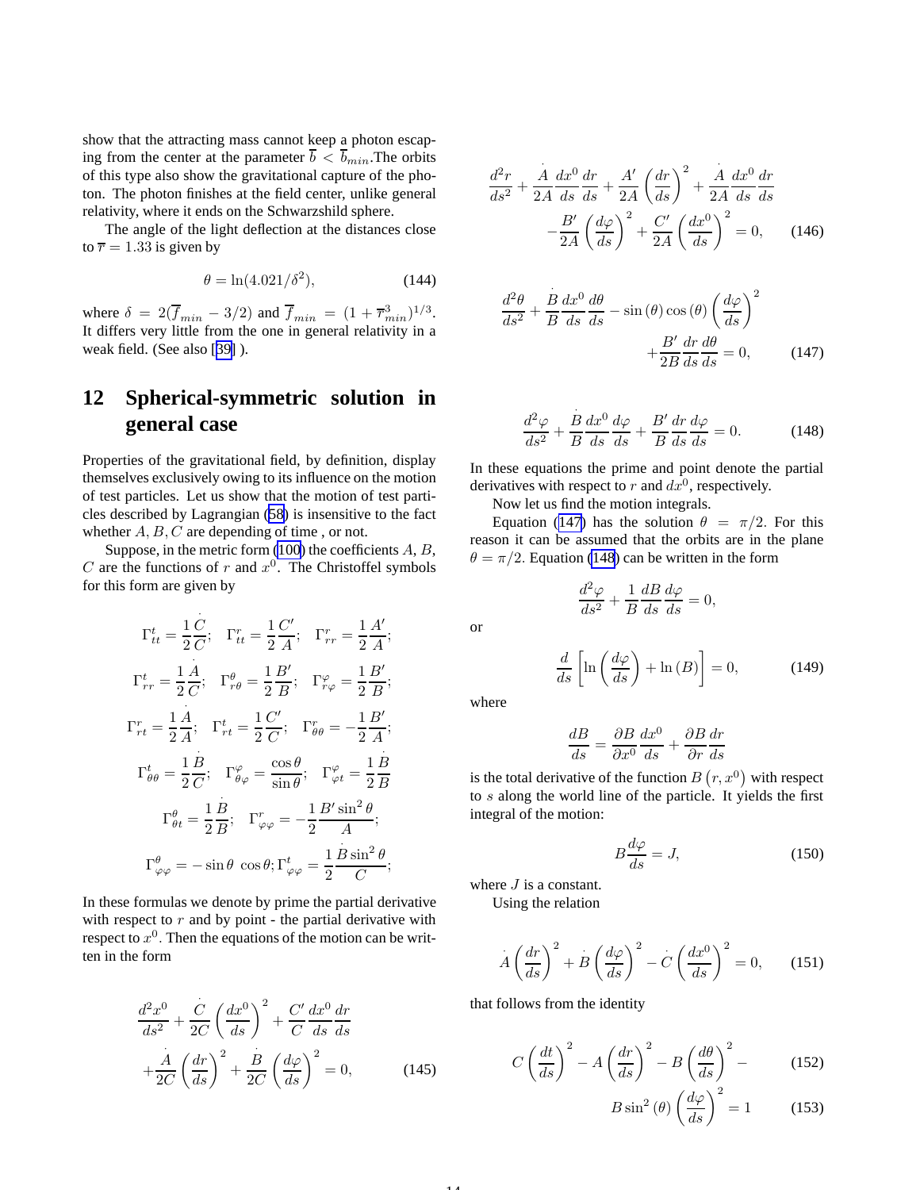show that the attracting mass cannot keep a photon escaping from the center at the parameter $\overline{b} < \overline{b}_{min}$.The orbits of this type also show the gravitational capture of the photon. The photon finishes at the field center, unlike general relativity, where it ends on the Schwarzshild sphere.

The angle of the light deflection at the distances close to $\overline{r} = 1.33$ is given by

$$\theta = \ln(4.021/\delta^2), \tag{144}$$

where $\delta = 2(\overline{f}_{min} - 3/2)$ and $\overline{f}_{min} = (1 + \overline{r}^3_{min})^{1/3}$. It differs very little from the one in general relativity in a weak field. (See also [39] ).

## 12 Spherical-symmetric solution in general case

Properties of the gravitational field, by definition, display themselves exclusively owing to its influence on the motion of test particles. Let us show that the motion of test particles described by Lagrangian (58) is insensitive to the fact whether $A, B, C$ are depending of time , or not.

Suppose, in the metric form (100) the coefficients $A$, $B$, $C$ are the functions of $r$ and $x^0$. The Christoffel symbols for this form are given by

$$\Gamma^t_{tt} = \frac{1}{2}\frac{\dot{C}}{C}; \quad \Gamma^r_{tt} = \frac{1}{2}\frac{C'}{A}; \quad \Gamma^r_{rr} = \frac{1}{2}\frac{A'}{A};$$

$$\Gamma^t_{rr} = \frac{1}{2}\frac{\dot{A}}{C}; \quad \Gamma^\theta_{r\theta} = \frac{1}{2}\frac{B'}{B}; \quad \Gamma^\varphi_{r\varphi} = \frac{1}{2}\frac{B'}{B};$$

$$\Gamma^r_{rt} = \frac{1}{2}\frac{\dot{A}}{A}; \quad \Gamma^t_{rt} = \frac{1}{2}\frac{C'}{C}; \quad \Gamma^r_{\theta\theta} = -\frac{1}{2}\frac{B'}{A};$$

$$\Gamma^t_{\theta\theta} = \frac{1}{2}\frac{\dot{B}}{C}; \quad \Gamma^\varphi_{\theta\varphi} = \frac{\cos\theta}{\sin\theta}; \quad \Gamma^\varphi_{\varphi t} = \frac{1}{2}\frac{\dot{B}}{B}$$

$$\Gamma^\theta_{\theta t} = \frac{1}{2}\frac{\dot{B}}{B}; \quad \Gamma^r_{\varphi\varphi} = -\frac{1}{2}\frac{B'\sin^2\theta}{A};$$

$$\Gamma^\theta_{\varphi\varphi} = -\sin\theta\ \cos\theta; \Gamma^t_{\varphi\varphi} = \frac{1}{2}\frac{\dot{B}\sin^2\theta}{C};$$

In these formulas we denote by prime the partial derivative with respect to $r$ and by point - the partial derivative with respect to $x^0$. Then the equations of the motion can be written in the form

$$\frac{d^2x^0}{ds^2} + \frac{\dot{C}}{2C}\left(\frac{dx^0}{ds}\right)^2 + \frac{C'}{C}\frac{dx^0}{ds}\frac{dr}{ds} + \frac{\dot{A}}{2C}\left(\frac{dr}{ds}\right)^2 + \frac{\dot{B}}{2C}\left(\frac{d\varphi}{ds}\right)^2 = 0, \tag{145}$$

$$\frac{d^2r}{ds^2} + \frac{\dot{A}}{2A}\frac{dx^0}{ds}\frac{dr}{ds} + \frac{A'}{2A}\left(\frac{dr}{ds}\right)^2 + \frac{\dot{A}}{2A}\frac{dx^0}{ds}\frac{dr}{ds} - \frac{B'}{2A}\left(\frac{d\varphi}{ds}\right)^2 + \frac{C'}{2A}\left(\frac{dx^0}{ds}\right)^2 = 0, \tag{146}$$

$$\frac{d^2\theta}{ds^2} + \frac{\dot{B}}{B}\frac{dx^0}{ds}\frac{d\theta}{ds} - \sin(\theta)\cos(\theta)\left(\frac{d\varphi}{ds}\right)^2 + \frac{B'}{2B}\frac{dr}{ds}\frac{d\theta}{ds} = 0, \tag{147}$$

$$\frac{d^2\varphi}{ds^2} + \frac{\dot{B}}{B}\frac{dx^0}{ds}\frac{d\varphi}{ds} + \frac{B'}{B}\frac{dr}{ds}\frac{d\varphi}{ds} = 0. \tag{148}$$

In these equations the prime and point denote the partial derivatives with respect to $r$ and $dx^0$, respectively.

Now let us find the motion integrals.

Equation (147) has the solution $\theta = \pi/2$. For this reason it can be assumed that the orbits are in the plane $\theta = \pi/2$. Equation (148) can be written in the form

$$\frac{d^2\varphi}{ds^2} + \frac{1}{B}\frac{dB}{ds}\frac{d\varphi}{ds} = 0,$$

or

$$\frac{d}{ds}\left[\ln\left(\frac{d\varphi}{ds}\right) + \ln(B)\right] = 0, \tag{149}$$

where

$$\frac{dB}{ds} = \frac{\partial B}{\partial x^0}\frac{dx^0}{ds} + \frac{\partial B}{\partial r}\frac{dr}{ds}$$

is the total derivative of the function $B\left(r, x^0\right)$ with respect to $s$ along the world line of the particle. It yields the first integral of the motion:

$$B\frac{d\varphi}{ds} = J, \tag{150}$$

where $J$ is a constant.

Using the relation

$$\dot{A}\left(\frac{dr}{ds}\right)^2 + \dot{B}\left(\frac{d\varphi}{ds}\right)^2 - \dot{C}\left(\frac{dx^0}{ds}\right)^2 = 0, \tag{151}$$

that follows from the identity

$$C\left(\frac{dt}{ds}\right)^2 - A\left(\frac{dr}{ds}\right)^2 - B\left(\frac{d\theta}{ds}\right)^2 - \tag{152}$$

$$B\sin^2(\theta)\left(\frac{d\varphi}{ds}\right)^2 = 1 \tag{153}$$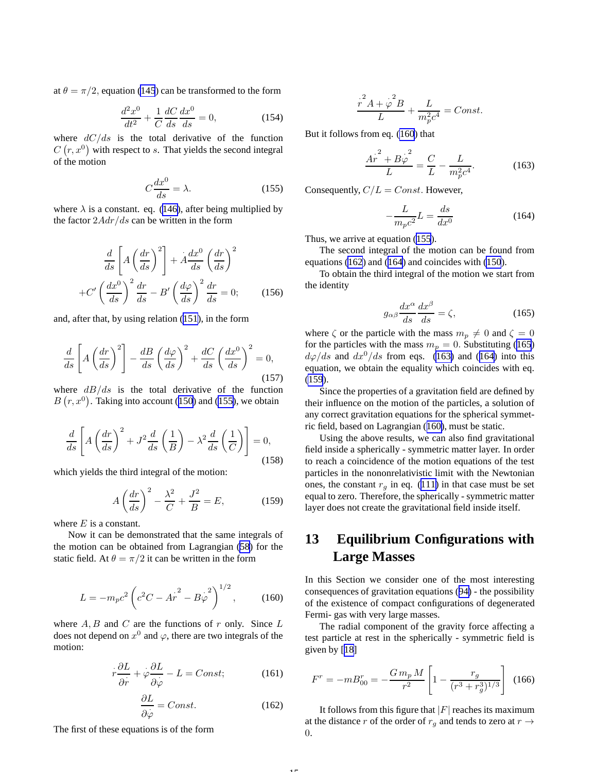at $\theta = \pi/2$, equation (145) can be transformed to the form

$$\frac{d^2x^0}{dt^2} + \frac{1}{C}\frac{dC}{ds}\frac{dx^0}{ds} = 0, \tag{154}$$

where $dC/ds$ is the total derivative of the function $C\left(r, x^0\right)$ with respect to $s$. That yields the second integral of the motion

$$C\frac{dx^0}{ds} = \lambda. \tag{155}$$

where $\lambda$ is a constant. eq. (146), after being multiplied by the factor $2Adr/ds$ can be written in the form

$$\frac{d}{ds}\left[A\left(\frac{dr}{ds}\right)^2\right] + \dot{A}\frac{dx^0}{ds}\left(\frac{dr}{ds}\right)^2$$
$$+C'\left(\frac{dx^0}{ds}\right)^2\frac{dr}{ds} - B'\left(\frac{d\varphi}{ds}\right)^2\frac{dr}{ds} = 0; \tag{156}$$

and, after that, by using relation (151), in the form

$$\frac{d}{ds}\left[A\left(\frac{dr}{ds}\right)^2\right] - \frac{dB}{ds}\left(\frac{d\varphi}{ds}\right)^2 + \frac{dC}{ds}\left(\frac{dx^0}{ds}\right)^2 = 0, \tag{157}$$

where $dB/ds$ is the total derivative of the function $B\left(r, x^0\right)$. Taking into account (150) and (155), we obtain

$$\frac{d}{ds}\left[A\left(\frac{dr}{ds}\right)^2 + J^2\frac{d}{ds}\left(\frac{1}{B}\right) - \lambda^2\frac{d}{ds}\left(\frac{1}{C}\right)\right] = 0, \tag{158}$$

which yields the third integral of the motion:

$$A\left(\frac{dr}{ds}\right)^2 - \frac{\lambda^2}{C} + \frac{J^2}{B} = E, \tag{159}$$

where $E$ is a constant.

Now it can be demonstrated that the same integrals of the motion can be obtained from Lagrangian (58) for the static field. At $\theta = \pi/2$ it can be written in the form

$$L = -m_p c^2\left(c^2 C - A\dot{r}^2 - B\dot{\varphi}^2\right)^{1/2}, \tag{160}$$

where $A, B$ and $C$ are the functions of $r$ only. Since $L$ does not depend on $x^0$ and $\varphi$, there are two integrals of the motion:

$$\dot{r}\frac{\partial L}{\partial \dot{r}} + \dot{\varphi}\frac{\partial L}{\partial \dot{\varphi}} - L = Const; \tag{161}$$

$$\frac{\partial L}{\partial \dot{\varphi}} = Const. \tag{162}$$

The first of these equations is of the form

$$\frac{\dot{r}^2 A + \dot{\varphi}^2 B}{L} + \frac{L}{m_p^2 c^4} = Const.$$

But it follows from eq. (160) that

$$\frac{A\dot{r}^2 + B\dot{\varphi}^2}{L} = \frac{C}{L} - \frac{L}{m_p^2 c^4}. \tag{163}$$

Consequently, $C/L = Const$. However,

$$-\frac{L}{m_p c^2}L = \frac{ds}{dx^0} \tag{164}$$

Thus, we arrive at equation (155).

The second integral of the motion can be found from equations (162) and (164) and coincides with (150).

To obtain the third integral of the motion we start from the identity

$$g_{\alpha\beta}\frac{dx^\alpha}{ds}\frac{dx^\beta}{ds} = \zeta, \tag{165}$$

where $\zeta$ or the particle with the mass $m_p \neq 0$ and $\zeta = 0$ for the particles with the mass $m_p = 0$. Substituting (165) $d\varphi/ds$ and $dx^0/ds$ from eqs. (163) and (164) into this equation, we obtain the equality which coincides with eq. (159).

Since the properties of a gravitation field are defined by their influence on the motion of the particles, a solution of any correct gravitation equations for the spherical symmetric field, based on Lagrangian (160), must be static.

Using the above results, we can also find gravitational field inside a spherically - symmetric matter layer. In order to reach a coincidence of the motion equations of the test particles in the nononrelativistic limit with the Newtonian ones, the constant $r_g$ in eq. (111) in that case must be set equal to zero. Therefore, the spherically - symmetric matter layer does not create the gravitational field inside itself.

## 13 Equilibrium Configurations with Large Masses

In this Section we consider one of the most interesting consequences of gravitation equations (94) - the possibility of the existence of compact configurations of degenerated Fermi- gas with very large masses.

The radial component of the gravity force affecting a test particle at rest in the spherically - symmetric field is given by [18]

$$F^r = -mB^r_{00} = -\frac{G\,m_p M}{r^2}\left[1 - \frac{r_g}{(r^3 + r_g^3)^{1/3}}\right] \tag{166}$$

It follows from this figure that $|F|$ reaches its maximum at the distance $r$ of the order of $r_g$ and tends to zero at $r \to 0$.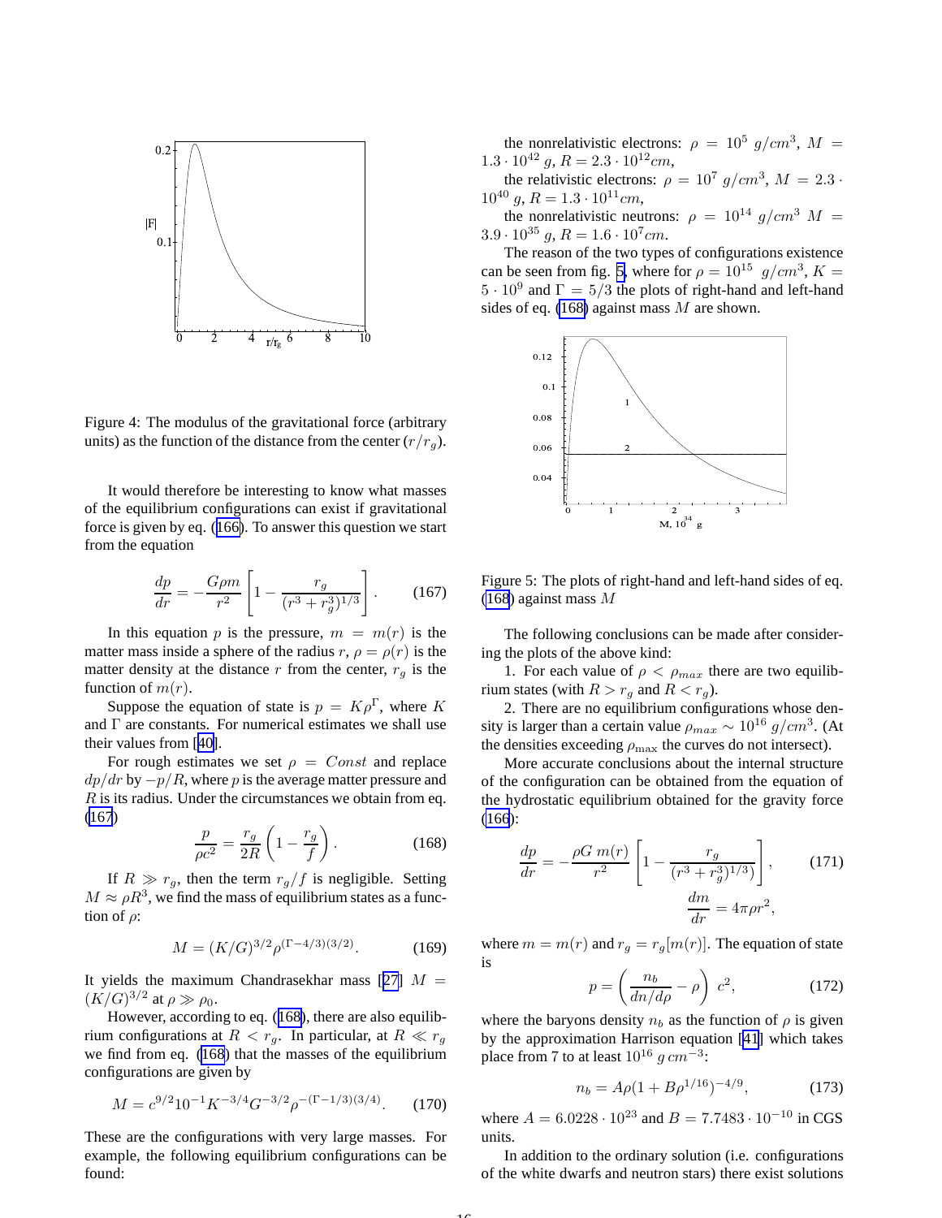Figure 4: The modulus of the gravitational force (arbitrary units) as the function of the distance from the center ($r/r_g$).

It would therefore be interesting to know what masses of the equilibrium configurations can exist if gravitational force is given by eq. (166). To answer this question we start from the equation

$$\frac{dp}{dr} = -\frac{G\rho m}{r^2}\left[1 - \frac{r_g}{(r^3 + r_g^3)^{1/3}}\right]. \tag{167}$$

In this equation $p$ is the pressure, $m = m(r)$ is the matter mass inside a sphere of the radius $r$, $\rho = \rho(r)$ is the matter density at the distance $r$ from the center, $r_g$ is the function of $m(r)$.

Suppose the equation of state is $p = K\rho^\Gamma$, where $K$ and $\Gamma$ are constants. For numerical estimates we shall use their values from [40].

For rough estimates we set $\rho = Const$ and replace $dp/dr$ by $-p/R$, where $p$ is the average matter pressure and $R$ is its radius. Under the circumstances we obtain from eq. (167)

$$\frac{p}{\rho c^2} = \frac{r_g}{2R}\left(1 - \frac{r_g}{f}\right). \tag{168}$$

If $R \gg r_g$, then the term $r_g/f$ is negligible. Setting $M \approx \rho R^3$, we find the mass of equilibrium states as a function of $\rho$:

$$M = (K/G)^{3/2}\rho^{(\Gamma - 4/3)(3/2)}. \tag{169}$$

It yields the maximum Chandrasekhar mass [27] $M = (K/G)^{3/2}$ at $\rho \gg \rho_0$.

However, according to eq. (168), there are also equilibrium configurations at $R < r_g$. In particular, at $R \ll r_g$ we find from eq. (168) that the masses of the equilibrium configurations are given by

$$M = c^{9/2}10^{-1}K^{-3/4}G^{-3/2}\rho^{-(\Gamma - 1/3)(3/4)}. \tag{170}$$

These are the configurations with very large masses. For example, the following equilibrium configurations can be found:

the nonrelativistic electrons: $\rho = 10^5\ g/cm^3$, $M = 1.3 \cdot 10^{42}\ g$, $R = 2.3 \cdot 10^{12} cm$,

the relativistic electrons: $\rho = 10^7\ g/cm^3$, $M = 2.3 \cdot 10^{40}\ g$, $R = 1.3 \cdot 10^{11} cm$,

the nonrelativistic neutrons: $\rho = 10^{14}\ g/cm^3$ $M = 3.9 \cdot 10^{35}\ g$, $R = 1.6 \cdot 10^7 cm$.

The reason of the two types of configurations existence can be seen from fig. 5, where for $\rho = 10^{15}\ \ g/cm^3$, $K = 5 \cdot 10^9$ and $\Gamma = 5/3$ the plots of right-hand and left-hand sides of eq. (168) against mass $M$ are shown.

Figure 5: The plots of right-hand and left-hand sides of eq. (168) against mass $M$

The following conclusions can be made after considering the plots of the above kind:

1. For each value of $\rho < \rho_{max}$ there are two equilibrium states (with $R > r_g$ and $R < r_g$).

2. There are no equilibrium configurations whose density is larger than a certain value $\rho_{max} \sim 10^{16}\ g/cm^3$. (At the densities exceeding $\rho_{\max}$ the curves do not intersect).

More accurate conclusions about the internal structure of the configuration can be obtained from the equation of the hydrostatic equilibrium obtained for the gravity force (166):

$$\frac{dp}{dr} = -\frac{\rho G\, m(r)}{r^2}\left[1 - \frac{r_g}{(r^3 + r_g^3)^{1/3})}\right], \tag{171}$$
$$\frac{dm}{dr} = 4\pi\rho r^2,$$

where $m = m(r)$ and $r_g = r_g[m(r)]$. The equation of state is

$$p = \left(\frac{n_b}{dn/d\rho} - \rho\right)\, c^2, \tag{172}$$

where the baryons density $n_b$ as the function of $\rho$ is given by the approximation Harrison equation [41] which takes place from 7 to at least $10^{16}\ g\, cm^{-3}$:

$$n_b = A\rho(1 + B\rho^{1/16})^{-4/9}, \tag{173}$$

where $A = 6.0228 \cdot 10^{23}$ and $B = 7.7483 \cdot 10^{-10}$ in CGS units.

In addition to the ordinary solution (i.e. configurations of the white dwarfs and neutron stars) there exist solutions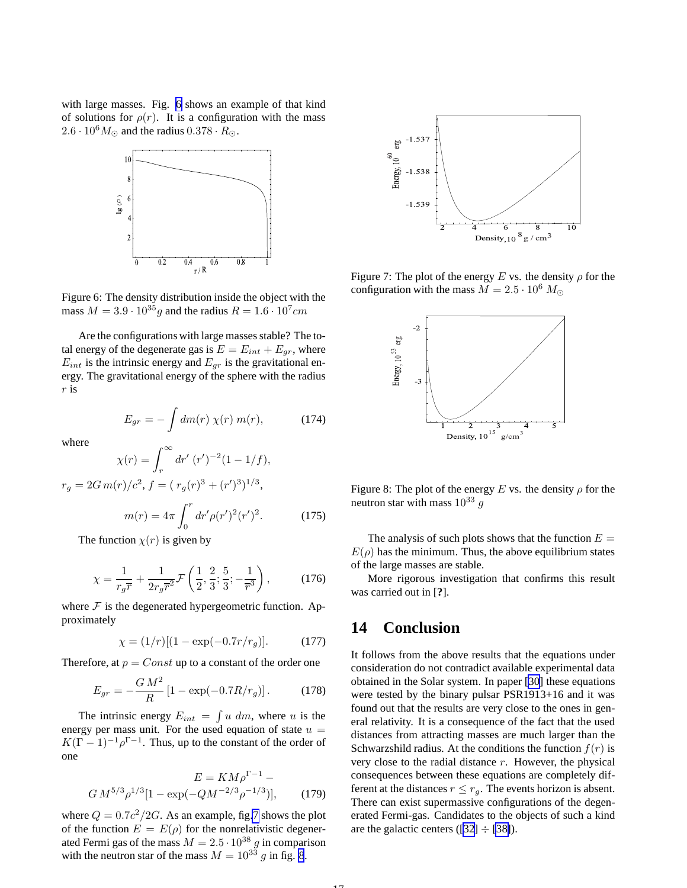with large masses. Fig. 6 shows an example of that kind of solutions for $\rho(r)$. It is a configuration with the mass $2.6 \cdot 10^6 M_\odot$ and the radius $0.378 \cdot R_\odot$.

Figure 6: The density distribution inside the object with the mass $M = 3.9 \cdot 10^{35} g$ and the radius $R = 1.6 \cdot 10^7 cm$

Are the configurations with large masses stable? The total energy of the degenerate gas is $E = E_{int} + E_{gr}$, where $E_{int}$ is the intrinsic energy and $E_{gr}$ is the gravitational energy. The gravitational energy of the sphere with the radius $r$ is

$$E_{gr} = -\int dm(r)\,\chi(r)\,m(r), \tag{174}$$

where

$$\chi(r) = \int_r^\infty dr'\,(r')^{-2}(1 - 1/f),$$

$r_g = 2G\,m(r)/c^2$, $f = (\,r_g(r)^3 + (r')^3)^{1/3}$,

$$m(r) = 4\pi \int_0^r dr' \rho(r')^2 (r')^2. \tag{175}$$

The function $\chi(r)$ is given by

$$\chi = \frac{1}{r_g \overline{r}} + \frac{1}{2 r_g \overline{r}^2} \mathcal{F}\left(\frac{1}{2}, \frac{2}{3}; \frac{5}{3}; -\frac{1}{\overline{r}^3}\right), \tag{176}$$

where $\mathcal{F}$ is the degenerated hypergeometric function. Approximately

$$\chi = (1/r)[(1 - \exp(-0.7r/r_g)]. \tag{177}$$

Therefore, at $p = Const$ up to a constant of the order one

$$E_{gr} = -\frac{G\,M^2}{R}\left[1 - \exp(-0.7R/r_g)\right]. \tag{178}$$

The intrinsic energy $E_{int} = \int u\,dm$, where $u$ is the energy per mass unit. For the used equation of state $u = K(\Gamma - 1)^{-1} \rho^{\Gamma - 1}$. Thus, up to the constant of the order of one

$$E = KM\rho^{\Gamma-1} - G\,M^{5/3}\rho^{1/3}[1 - \exp(-QM^{-2/3}\rho^{-1/3})], \tag{179}$$

where $Q = 0.7c^2/2G$. As an example, fig.7 shows the plot of the function $E = E(\rho)$ for the nonrelativistic degenerated Fermi gas of the mass $M = 2.5 \cdot 10^{38}\ g$ in comparison with the neutron star of the mass $M = 10^{33}\ g$ in fig. 8.

Figure 7: The plot of the energy $E$ vs. the density $\rho$ for the configuration with the mass $M = 2.5 \cdot 10^6\ M_\odot$

Figure 8: The plot of the energy $E$ vs. the density $\rho$ for the neutron star with mass $10^{33}\ g$

The analysis of such plots shows that the function $E = E(\rho)$ has the minimum. Thus, the above equilibrium states of the large masses are stable.

More rigorous investigation that confirms this result was carried out in [?].

## 14 Conclusion

It follows from the above results that the equations under consideration do not contradict available experimental data obtained in the Solar system. In paper [30] these equations were tested by the binary pulsar PSR1913+16 and it was found out that the results are very close to the ones in general relativity. It is a consequence of the fact that the used distances from attracting masses are much larger than the Schwarzshild radius. At the conditions the function $f(r)$ is very close to the radial distance $r$. However, the physical consequences between these equations are completely different at the distances $r \leq r_g$. The events horizon is absent. There can exist supermassive configurations of the degenerated Fermi-gas. Candidates to the objects of such a kind are the galactic centers ([32] $\div$ [38]).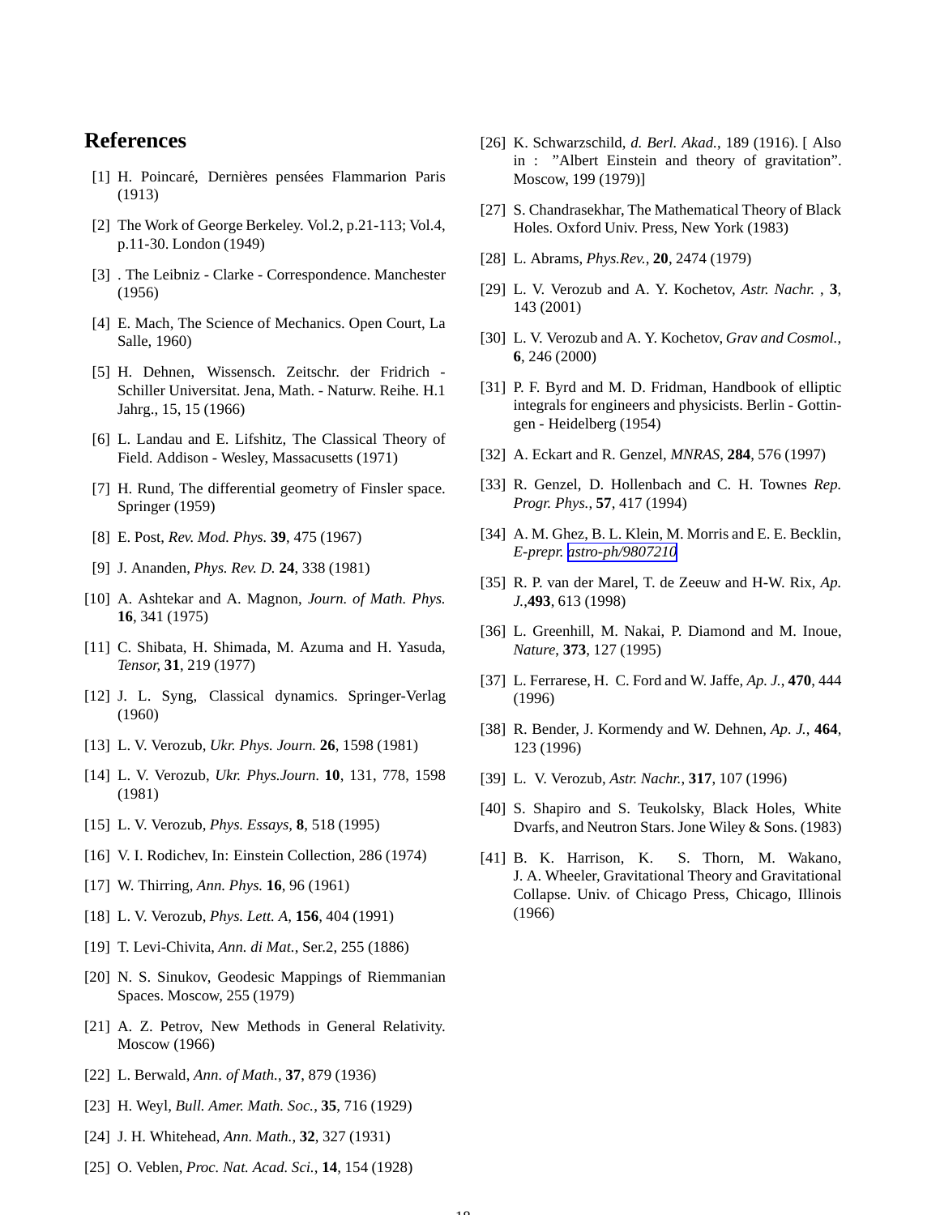## References

[1] H. Poincaré, Dernières pensées Flammarion Paris (1913)

[2] The Work of George Berkeley. Vol.2, p.21-113; Vol.4, p.11-30. London (1949)

[3] . The Leibniz - Clarke - Correspondence. Manchester (1956)

[4] E. Mach, The Science of Mechanics. Open Court, La Salle, 1960)

[5] H. Dehnen, Wissensch. Zeitschr. der Fridrich - Schiller Universitat. Jena, Math. - Naturw. Reihe. H.1 Jahrg., 15, 15 (1966)

[6] L. Landau and E. Lifshitz, The Classical Theory of Field. Addison - Wesley, Massacusetts (1971)

[7] H. Rund, The differential geometry of Finsler space. Springer (1959)

[8] E. Post, *Rev. Mod. Phys.* **39**, 475 (1967)

[9] J. Ananden, *Phys. Rev. D.* **24**, 338 (1981)

[10] A. Ashtekar and A. Magnon, *Journ. of Math. Phys.* **16**, 341 (1975)

[11] C. Shibata, H. Shimada, M. Azuma and H. Yasuda, *Tensor,* **31**, 219 (1977)

[12] J. L. Syng, Classical dynamics. Springer-Verlag (1960)

[13] L. V. Verozub, *Ukr. Phys. Journ.* **26**, 1598 (1981)

[14] L. V. Verozub, *Ukr. Phys.Journ.* **10**, 131, 778, 1598 (1981)

[15] L. V. Verozub, *Phys. Essays,* **8**, 518 (1995)

[16] V. I. Rodichev, In: Einstein Collection, 286 (1974)

[17] W. Thirring, *Ann. Phys.* **16**, 96 (1961)

[18] L. V. Verozub, *Phys. Lett. A,* **156**, 404 (1991)

[19] T. Levi-Chivita, *Ann. di Mat.*, Ser.2, 255 (1886)

[20] N. S. Sinukov, Geodesic Mappings of Riemmanian Spaces. Moscow, 255 (1979)

[21] A. Z. Petrov, New Methods in General Relativity. Moscow (1966)

[22] L. Berwald, *Ann. of Math.*, **37**, 879 (1936)

[23] H. Weyl, *Bull. Amer. Math. Soc.*, **35**, 716 (1929)

[24] J. H. Whitehead, *Ann. Math.*, **32**, 327 (1931)

[25] O. Veblen, *Proc. Nat. Acad. Sci.*, **14**, 154 (1928)

[26] K. Schwarzschild, *d. Berl. Akad.*, 189 (1916). [ Also in : "Albert Einstein and theory of gravitation". Moscow, 199 (1979)]

[27] S. Chandrasekhar, The Mathematical Theory of Black Holes. Oxford Univ. Press, New York (1983)

[28] L. Abrams, *Phys.Rev.*, **20**, 2474 (1979)

[29] L. V. Verozub and A. Y. Kochetov, *Astr. Nachr.* , **3**, 143 (2001)

[30] L. V. Verozub and A. Y. Kochetov, *Grav and Cosmol.*, **6**, 246 (2000)

[31] P. F. Byrd and M. D. Fridman, Handbook of elliptic integrals for engineers and physicists. Berlin - Gottingen - Heidelberg (1954)

[32] A. Eckart and R. Genzel, *MNRAS*, **284**, 576 (1997)

[33] R. Genzel, D. Hollenbach and C. H. Townes *Rep. Progr. Phys.*, **57**, 417 (1994)

[34] A. M. Ghez, B. L. Klein, M. Morris and E. E. Becklin, *E-prepr.* astro-ph/9807210

[35] R. P. van der Marel, T. de Zeeuw and H-W. Rix, *Ap. J.*,**493**, 613 (1998)

[36] L. Greenhill, M. Nakai, P. Diamond and M. Inoue, *Nature,* **373**, 127 (1995)

[37] L. Ferrarese, H. C. Ford and W. Jaffe, *Ap. J.*, **470**, 444 (1996)

[38] R. Bender, J. Kormendy and W. Dehnen, *Ap. J.*, **464**, 123 (1996)

[39] L. V. Verozub, *Astr. Nachr.*, **317**, 107 (1996)

[40] S. Shapiro and S. Teukolsky, Black Holes, White Dvarfs, and Neutron Stars. Jone Wiley & Sons. (1983)

[41] B. K. Harrison, K. S. Thorn, M. Wakano, J. A. Wheeler, Gravitational Theory and Gravitational Collapse. Univ. of Chicago Press, Chicago, Illinois (1966)